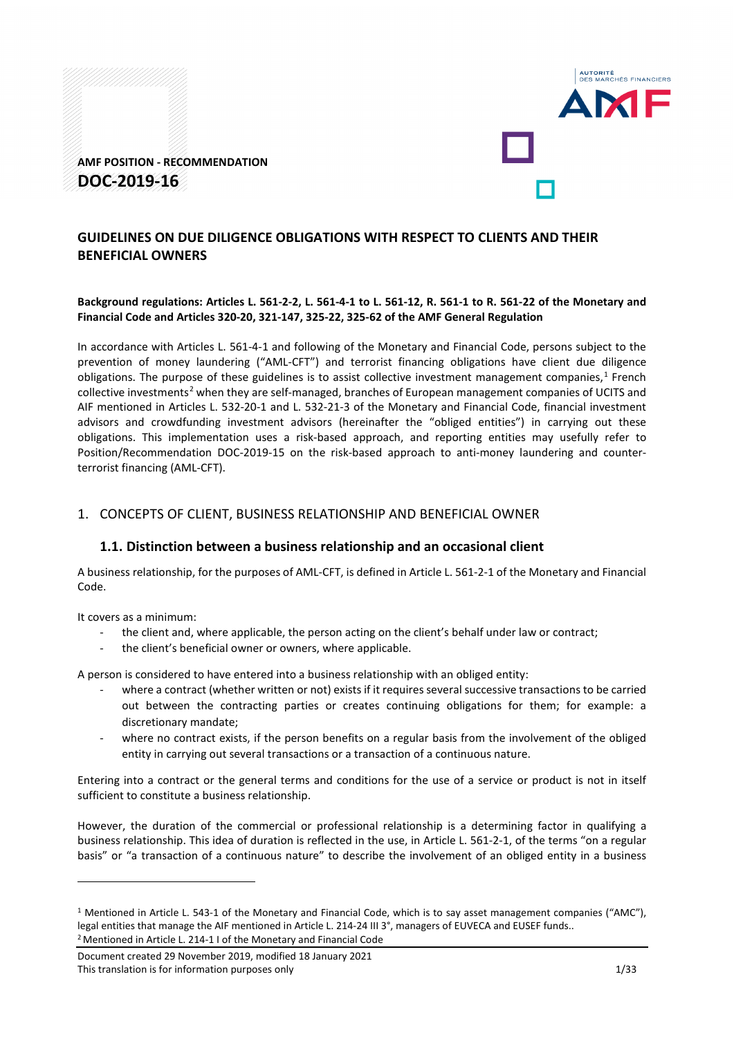AMF POSITION - RECOMMENDATION

**DOC-2019-16**

## GUIDELINES ON DUE DILIGENCE OBLIGATIONS WITH RESPECT TO CLIENTS AND THEIR BENEFICIAL OWNERS

**Background regulations: Articles L. 561-2-2, L. 561-4-1 to L. 561-12, R. 561-1 to R. 561-22 of the Monetary and Financial Code and Articles 320-20, 321-147, 325-22, 325-62 of the AMF General Regulation**

In accordance with Articles L. 561-4-1 and following of the Monetary and Financial Code, persons subject to the prevention of money laundering ("AML-CFT") and terrorist financing obligations have client due diligence obligations. The purpose of these guidelines is to assist collective investment management companies,[1] French collective investments[2] when they are self-managed, branches of European management companies of UCITS and AIF mentioned in Articles L. 532-20-1 and L. 532-21-3 of the Monetary and Financial Code, financial investment advisors and crowdfunding investment advisors (hereinafter the "obliged entities") in carrying out these obligations. This implementation uses a risk-based approach, and reporting entities may usefully refer to Position/Recommendation DOC-2019-15 on the risk-based approach to anti-money laundering and counter-terrorist financing (AML-CFT).

## 1. CONCEPTS OF CLIENT, BUSINESS RELATIONSHIP AND BENEFICIAL OWNER

### 1.1. Distinction between a business relationship and an occasional client

A business relationship, for the purposes of AML-CFT, is defined in Article L. 561-2-1 of the Monetary and Financial Code.

It covers as a minimum:

- the client and, where applicable, the person acting on the client's behalf under law or contract;
- the client's beneficial owner or owners, where applicable.

A person is considered to have entered into a business relationship with an obliged entity:

- where a contract (whether written or not) exists if it requires several successive transactions to be carried out between the contracting parties or creates continuing obligations for them; for example: a discretionary mandate;
- where no contract exists, if the person benefits on a regular basis from the involvement of the obliged entity in carrying out several transactions or a transaction of a continuous nature.

Entering into a contract or the general terms and conditions for the use of a service or product is not in itself sufficient to constitute a business relationship.

However, the duration of the commercial or professional relationship is a determining factor in qualifying a business relationship. This idea of duration is reflected in the use, in Article L. 561-2-1, of the terms "on a regular basis" or "a transaction of a continuous nature" to describe the involvement of an obliged entity in a business

[1] Mentioned in Article L. 543-1 of the Monetary and Financial Code, which is to say asset management companies ("AMC"), legal entities that manage the AIF mentioned in Article L. 214-24 III 3°, managers of EUVECA and EUSEF funds..

[2] Mentioned in Article L. 214-1 I of the Monetary and Financial Code

Document created 29 November 2019, modified 18 January 2021

This translation is for information purposes only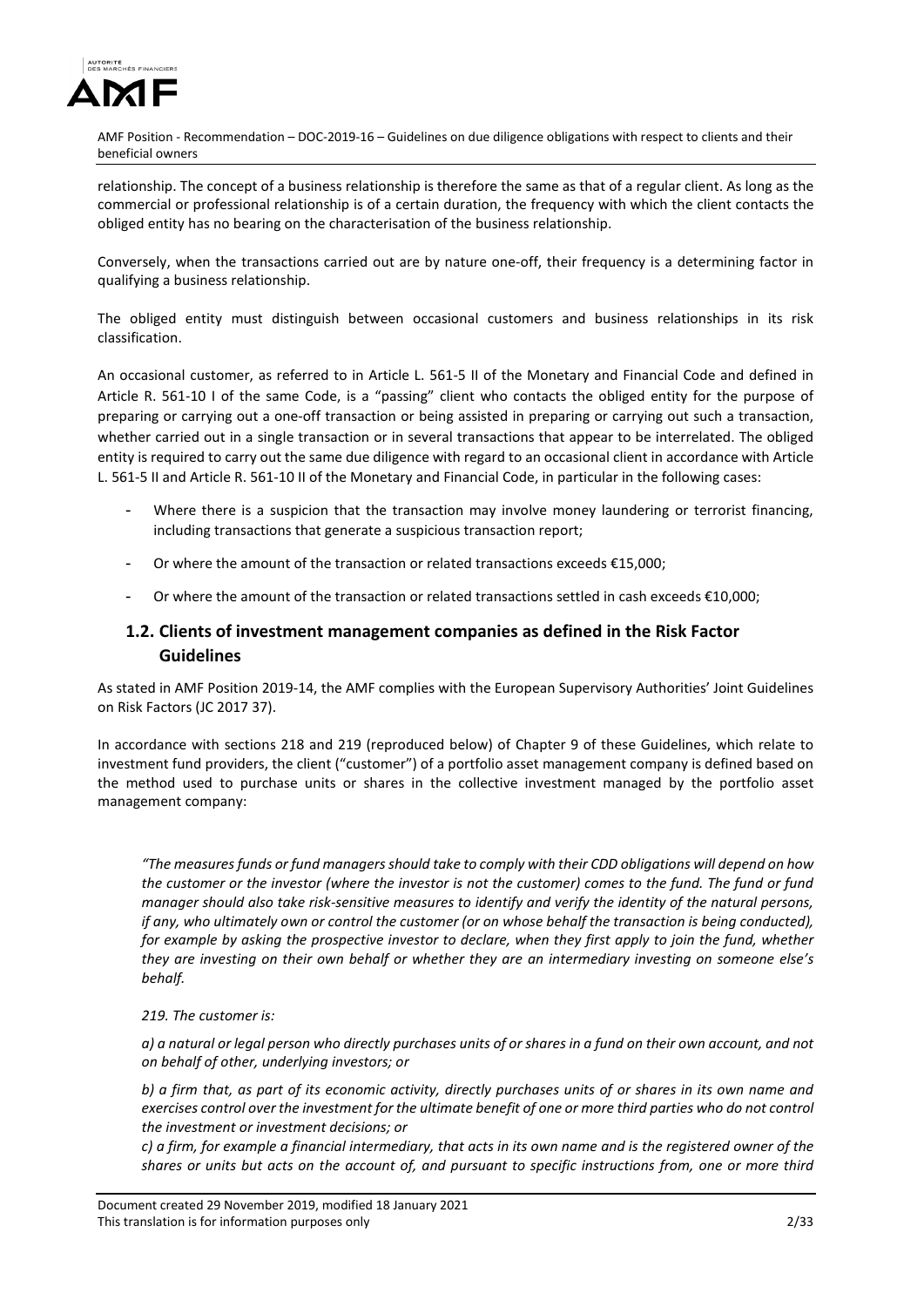relationship. The concept of a business relationship is therefore the same as that of a regular client. As long as the commercial or professional relationship is of a certain duration, the frequency with which the client contacts the obliged entity has no bearing on the characterisation of the business relationship.

Conversely, when the transactions carried out are by nature one-off, their frequency is a determining factor in qualifying a business relationship.

The obliged entity must distinguish between occasional customers and business relationships in its risk classification.

An occasional customer, as referred to in Article L. 561-5 II of the Monetary and Financial Code and defined in Article R. 561-10 I of the same Code, is a "passing" client who contacts the obliged entity for the purpose of preparing or carrying out a one-off transaction or being assisted in preparing or carrying out such a transaction, whether carried out in a single transaction or in several transactions that appear to be interrelated. The obliged entity is required to carry out the same due diligence with regard to an occasional client in accordance with Article L. 561-5 II and Article R. 561-10 II of the Monetary and Financial Code, in particular in the following cases:

- Where there is a suspicion that the transaction may involve money laundering or terrorist financing, including transactions that generate a suspicious transaction report;
- Or where the amount of the transaction or related transactions exceeds €15,000;
- Or where the amount of the transaction or related transactions settled in cash exceeds €10,000;

## 1.2. Clients of investment management companies as defined in the Risk Factor Guidelines

As stated in AMF Position 2019-14, the AMF complies with the European Supervisory Authorities' Joint Guidelines on Risk Factors (JC 2017 37).

In accordance with sections 218 and 219 (reproduced below) of Chapter 9 of these Guidelines, which relate to investment fund providers, the client ("customer") of a portfolio asset management company is defined based on the method used to purchase units or shares in the collective investment managed by the portfolio asset management company:

*"The measures funds or fund managers should take to comply with their CDD obligations will depend on how the customer or the investor (where the investor is not the customer) comes to the fund. The fund or fund manager should also take risk-sensitive measures to identify and verify the identity of the natural persons, if any, who ultimately own or control the customer (or on whose behalf the transaction is being conducted), for example by asking the prospective investor to declare, when they first apply to join the fund, whether they are investing on their own behalf or whether they are an intermediary investing on someone else's behalf.*

*219. The customer is:*

*a) a natural or legal person who directly purchases units of or shares in a fund on their own account, and not on behalf of other, underlying investors; or*

*b) a firm that, as part of its economic activity, directly purchases units of or shares in its own name and exercises control over the investment for the ultimate benefit of one or more third parties who do not control the investment or investment decisions; or*

*c) a firm, for example a financial intermediary, that acts in its own name and is the registered owner of the shares or units but acts on the account of, and pursuant to specific instructions from, one or more third*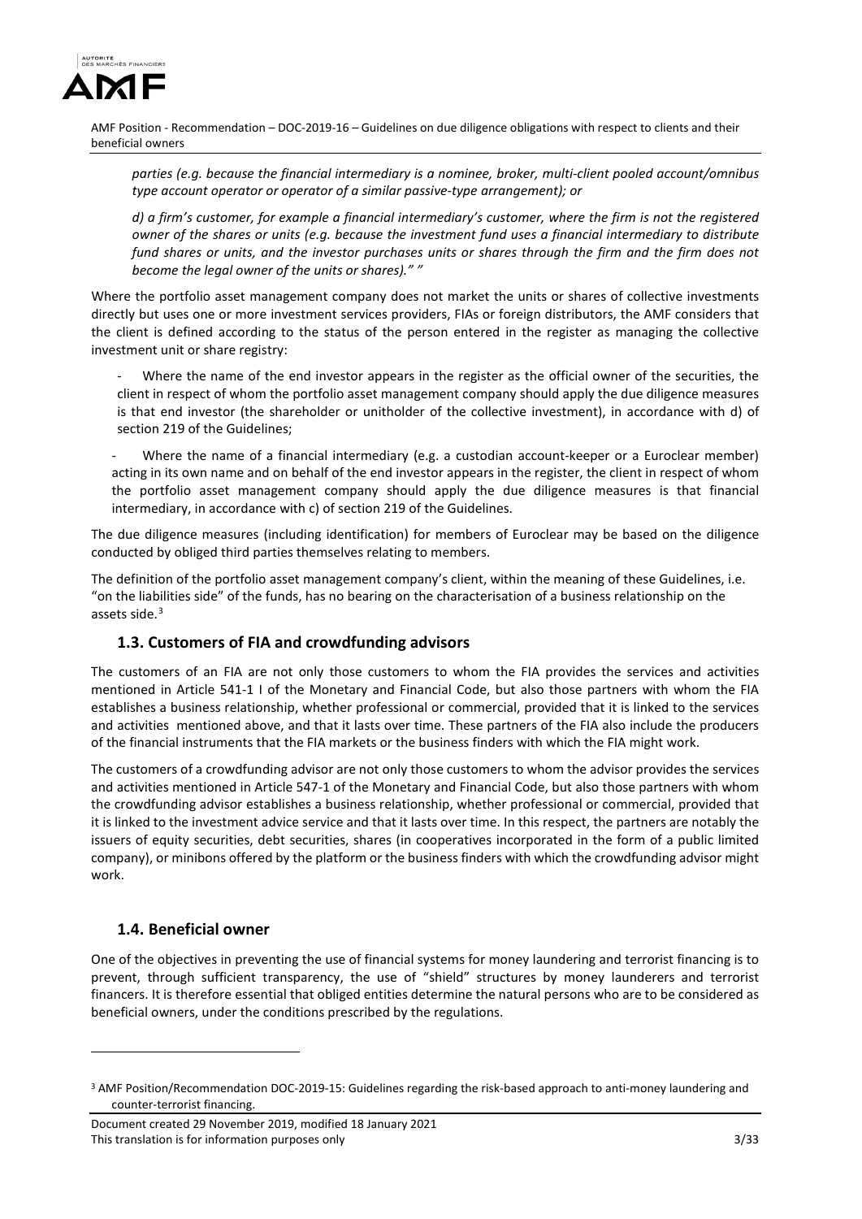*parties (e.g. because the financial intermediary is a nominee, broker, multi-client pooled account/omnibus type account operator or operator of a similar passive-type arrangement); or*

*d) a firm's customer, for example a financial intermediary's customer, where the firm is not the registered owner of the shares or units (e.g. because the investment fund uses a financial intermediary to distribute fund shares or units, and the investor purchases units or shares through the firm and the firm does not become the legal owner of the units or shares)." "*

Where the portfolio asset management company does not market the units or shares of collective investments directly but uses one or more investment services providers, FIAs or foreign distributors, the AMF considers that the client is defined according to the status of the person entered in the register as managing the collective investment unit or share registry:

- Where the name of the end investor appears in the register as the official owner of the securities, the client in respect of whom the portfolio asset management company should apply the due diligence measures is that end investor (the shareholder or unitholder of the collective investment), in accordance with d) of section 219 of the Guidelines;

- Where the name of a financial intermediary (e.g. a custodian account-keeper or a Euroclear member) acting in its own name and on behalf of the end investor appears in the register, the client in respect of whom the portfolio asset management company should apply the due diligence measures is that financial intermediary, in accordance with c) of section 219 of the Guidelines.

The due diligence measures (including identification) for members of Euroclear may be based on the diligence conducted by obliged third parties themselves relating to members.

The definition of the portfolio asset management company's client, within the meaning of these Guidelines, i.e. "on the liabilities side" of the funds, has no bearing on the characterisation of a business relationship on the assets side.[3]

## 1.3. Customers of FIA and crowdfunding advisors

The customers of an FIA are not only those customers to whom the FIA provides the services and activities mentioned in Article 541-1 I of the Monetary and Financial Code, but also those partners with whom the FIA establishes a business relationship, whether professional or commercial, provided that it is linked to the services and activities mentioned above, and that it lasts over time. These partners of the FIA also include the producers of the financial instruments that the FIA markets or the business finders with which the FIA might work.

The customers of a crowdfunding advisor are not only those customers to whom the advisor provides the services and activities mentioned in Article 547-1 of the Monetary and Financial Code, but also those partners with whom the crowdfunding advisor establishes a business relationship, whether professional or commercial, provided that it is linked to the investment advice service and that it lasts over time. In this respect, the partners are notably the issuers of equity securities, debt securities, shares (in cooperatives incorporated in the form of a public limited company), or minibons offered by the platform or the business finders with which the crowdfunding advisor might work.

## 1.4. Beneficial owner

One of the objectives in preventing the use of financial systems for money laundering and terrorist financing is to prevent, through sufficient transparency, the use of "shield" structures by money launderers and terrorist financers. It is therefore essential that obliged entities determine the natural persons who are to be considered as beneficial owners, under the conditions prescribed by the regulations.

[3] AMF Position/Recommendation DOC-2019-15: Guidelines regarding the risk-based approach to anti-money laundering and counter-terrorist financing.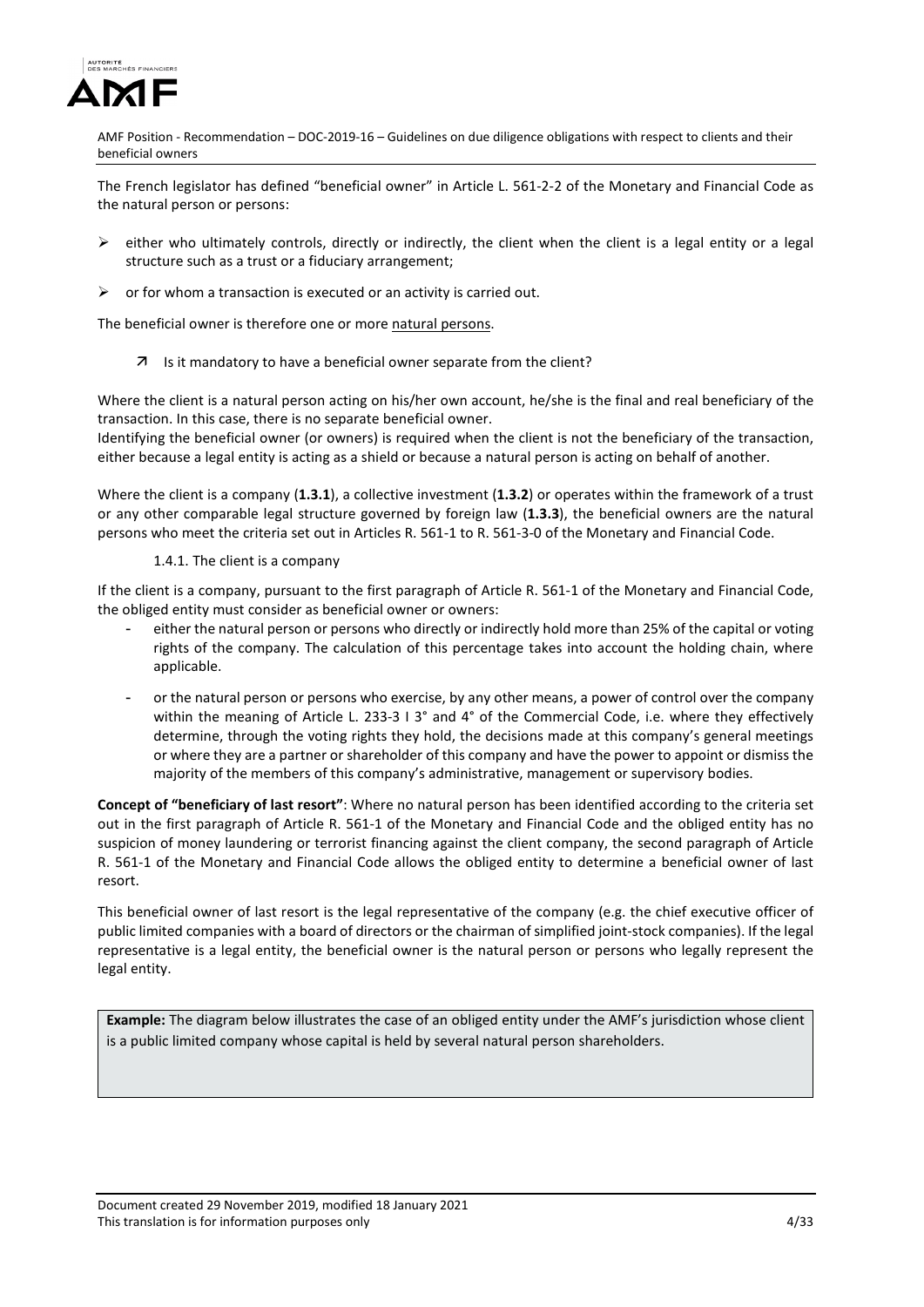The French legislator has defined “beneficial owner” in Article L. 561-2-2 of the Monetary and Financial Code as the natural person or persons:

- either who ultimately controls, directly or indirectly, the client when the client is a legal entity or a legal structure such as a trust or a fiduciary arrangement;
- or for whom a transaction is executed or an activity is carried out.

The beneficial owner is therefore one or more natural persons.

↗ Is it mandatory to have a beneficial owner separate from the client?

Where the client is a natural person acting on his/her own account, he/she is the final and real beneficiary of the transaction. In this case, there is no separate beneficial owner.
Identifying the beneficial owner (or owners) is required when the client is not the beneficiary of the transaction, either because a legal entity is acting as a shield or because a natural person is acting on behalf of another.

Where the client is a company (**1.3.1**), a collective investment (**1.3.2**) or operates within the framework of a trust or any other comparable legal structure governed by foreign law (**1.3.3**), the beneficial owners are the natural persons who meet the criteria set out in Articles R. 561-1 to R. 561-3-0 of the Monetary and Financial Code.

#### 1.4.1. The client is a company

If the client is a company, pursuant to the first paragraph of Article R. 561-1 of the Monetary and Financial Code, the obliged entity must consider as beneficial owner or owners:

- either the natural person or persons who directly or indirectly hold more than 25% of the capital or voting rights of the company. The calculation of this percentage takes into account the holding chain, where applicable.
- or the natural person or persons who exercise, by any other means, a power of control over the company within the meaning of Article L. 233-3 I 3° and 4° of the Commercial Code, i.e. where they effectively determine, through the voting rights they hold, the decisions made at this company’s general meetings or where they are a partner or shareholder of this company and have the power to appoint or dismiss the majority of the members of this company’s administrative, management or supervisory bodies.

**Concept of “beneficiary of last resort”**: Where no natural person has been identified according to the criteria set out in the first paragraph of Article R. 561-1 of the Monetary and Financial Code and the obliged entity has no suspicion of money laundering or terrorist financing against the client company, the second paragraph of Article R. 561-1 of the Monetary and Financial Code allows the obliged entity to determine a beneficial owner of last resort.

This beneficial owner of last resort is the legal representative of the company (e.g. the chief executive officer of public limited companies with a board of directors or the chairman of simplified joint-stock companies). If the legal representative is a legal entity, the beneficial owner is the natural person or persons who legally represent the legal entity.

**Example:** The diagram below illustrates the case of an obliged entity under the AMF’s jurisdiction whose client is a public limited company whose capital is held by several natural person shareholders.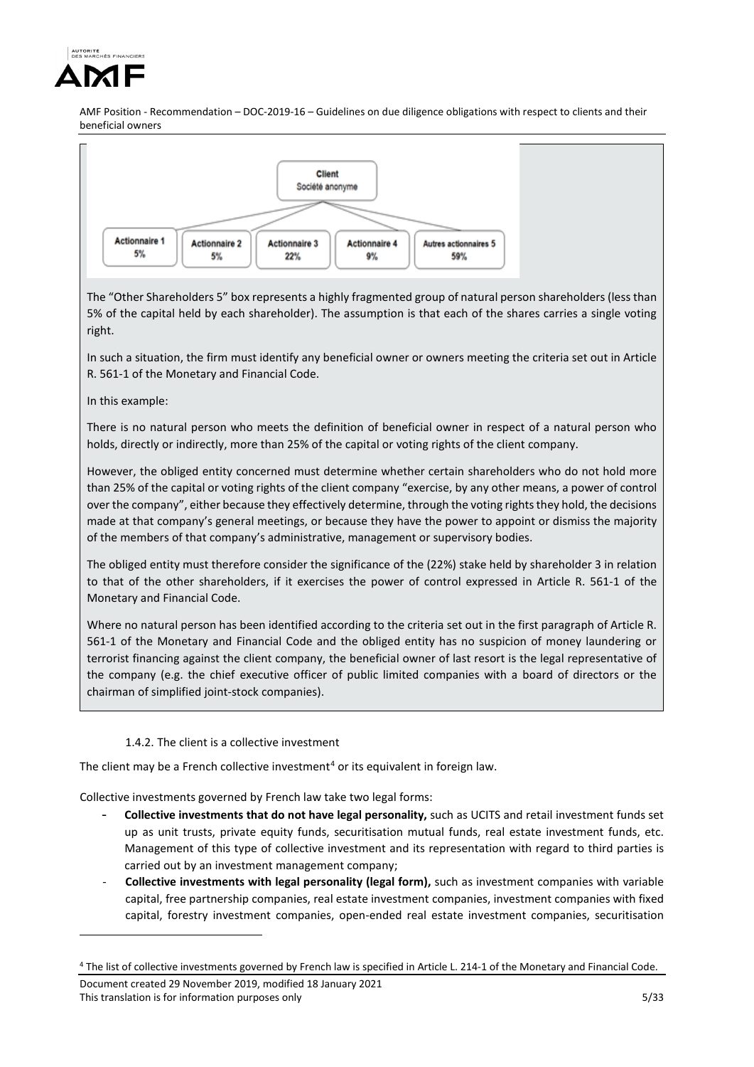Client
Société anonyme

| Actionnaire 1 | Actionnaire 2 | Actionnaire 3 | Actionnaire 4 | Autres actionnaires 5 |
| --- | --- | --- | --- | --- |
| 5% | 5% | 22% | 9% | 59% |

The "Other Shareholders 5" box represents a highly fragmented group of natural person shareholders (less than 5% of the capital held by each shareholder). The assumption is that each of the shares carries a single voting right.

In such a situation, the firm must identify any beneficial owner or owners meeting the criteria set out in Article R. 561-1 of the Monetary and Financial Code.

In this example:

There is no natural person who meets the definition of beneficial owner in respect of a natural person who holds, directly or indirectly, more than 25% of the capital or voting rights of the client company.

However, the obliged entity concerned must determine whether certain shareholders who do not hold more than 25% of the capital or voting rights of the client company "exercise, by any other means, a power of control over the company", either because they effectively determine, through the voting rights they hold, the decisions made at that company's general meetings, or because they have the power to appoint or dismiss the majority of the members of that company's administrative, management or supervisory bodies.

The obliged entity must therefore consider the significance of the (22%) stake held by shareholder 3 in relation to that of the other shareholders, if it exercises the power of control expressed in Article R. 561-1 of the Monetary and Financial Code.

Where no natural person has been identified according to the criteria set out in the first paragraph of Article R. 561-1 of the Monetary and Financial Code and the obliged entity has no suspicion of money laundering or terrorist financing against the client company, the beneficial owner of last resort is the legal representative of the company (e.g. the chief executive officer of public limited companies with a board of directors or the chairman of simplified joint-stock companies).

#### 1.4.2. The client is a collective investment

The client may be a French collective investment[4] or its equivalent in foreign law.

Collective investments governed by French law take two legal forms:

- **Collective investments that do not have legal personality,** such as UCITS and retail investment funds set up as unit trusts, private equity funds, securitisation mutual funds, real estate investment funds, etc. Management of this type of collective investment and its representation with regard to third parties is carried out by an investment management company;
- **Collective investments with legal personality (legal form),** such as investment companies with variable capital, free partnership companies, real estate investment companies, investment companies with fixed capital, forestry investment companies, open-ended real estate investment companies, securitisation

[4] The list of collective investments governed by French law is specified in Article L. 214-1 of the Monetary and Financial Code.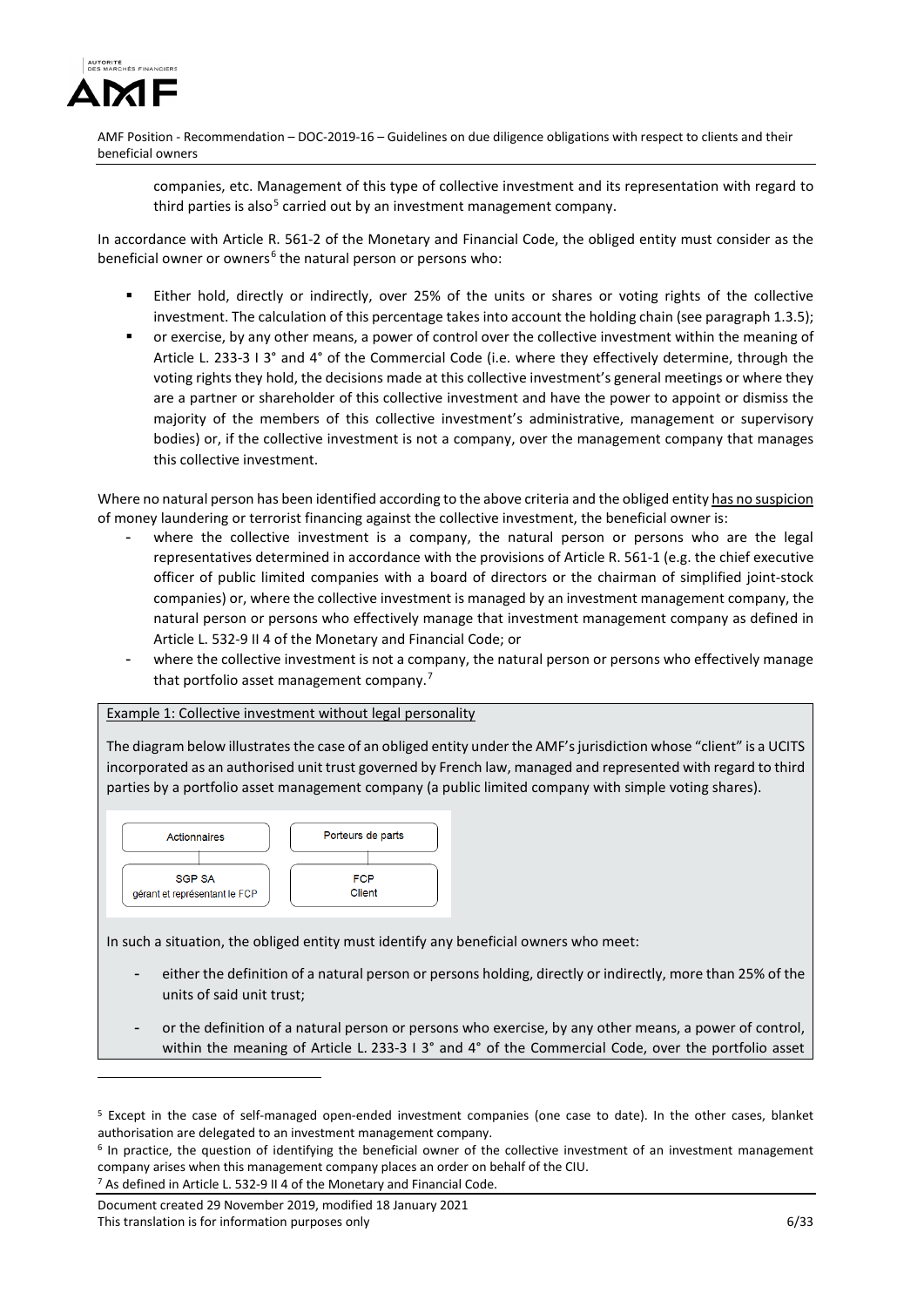companies, etc. Management of this type of collective investment and its representation with regard to third parties is also[5] carried out by an investment management company.

In accordance with Article R. 561-2 of the Monetary and Financial Code, the obliged entity must consider as the beneficial owner or owners[6] the natural person or persons who:

- Either hold, directly or indirectly, over 25% of the units or shares or voting rights of the collective investment. The calculation of this percentage takes into account the holding chain (see paragraph 1.3.5);
- or exercise, by any other means, a power of control over the collective investment within the meaning of Article L. 233-3 I 3° and 4° of the Commercial Code (i.e. where they effectively determine, through the voting rights they hold, the decisions made at this collective investment's general meetings or where they are a partner or shareholder of this collective investment and have the power to appoint or dismiss the majority of the members of this collective investment's administrative, management or supervisory bodies) or, if the collective investment is not a company, over the management company that manages this collective investment.

Where no natural person has been identified according to the above criteria and the obliged entity <u>has no suspicion</u> of money laundering or terrorist financing against the collective investment, the beneficial owner is:

- where the collective investment is a company, the natural person or persons who are the legal representatives determined in accordance with the provisions of Article R. 561-1 (e.g. the chief executive officer of public limited companies with a board of directors or the chairman of simplified joint-stock companies) or, where the collective investment is managed by an investment management company, the natural person or persons who effectively manage that investment management company as defined in Article L. 532-9 II 4 of the Monetary and Financial Code; or
- where the collective investment is not a company, the natural person or persons who effectively manage that portfolio asset management company.[7]

<u>Example 1: Collective investment without legal personality</u>

The diagram below illustrates the case of an obliged entity under the AMF's jurisdiction whose "client" is a UCITS incorporated as an authorised unit trust governed by French law, managed and represented with regard to third parties by a portfolio asset management company (a public limited company with simple voting shares).

| Actionnaires | Porteurs de parts |
|---|---|
| SGP SA<br>gérant et représentant le FCP | FCP<br>Client |

In such a situation, the obliged entity must identify any beneficial owners who meet:

- either the definition of a natural person or persons holding, directly or indirectly, more than 25% of the units of said unit trust;
- or the definition of a natural person or persons who exercise, by any other means, a power of control, within the meaning of Article L. 233-3 I 3° and 4° of the Commercial Code, over the portfolio asset

---

[5] Except in the case of self-managed open-ended investment companies (one case to date). In the other cases, blanket authorisation are delegated to an investment management company.

[6] In practice, the question of identifying the beneficial owner of the collective investment of an investment management company arises when this management company places an order on behalf of the CIU.

[7] As defined in Article L. 532-9 II 4 of the Monetary and Financial Code.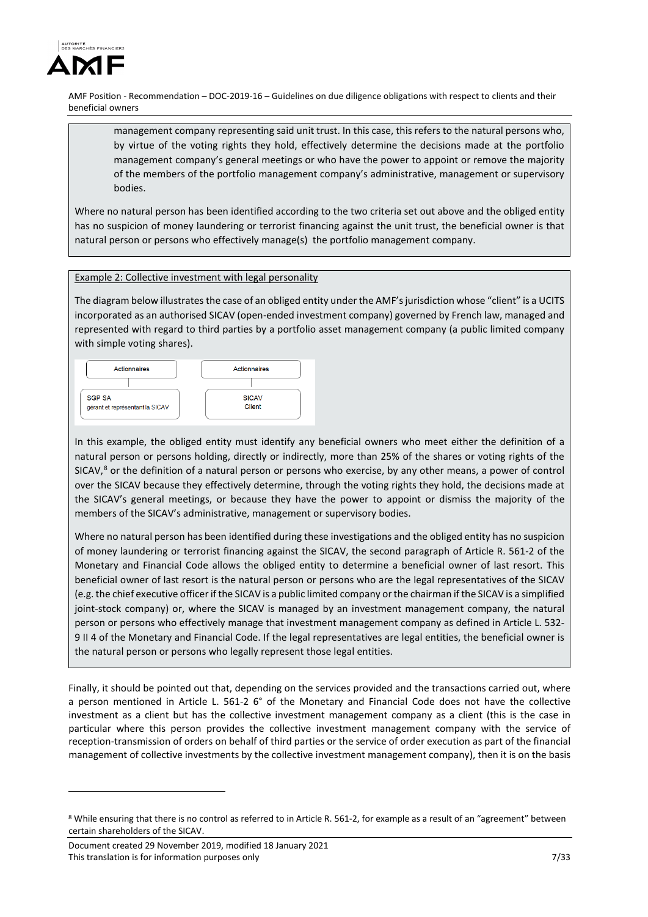management company representing said unit trust. In this case, this refers to the natural persons who, by virtue of the voting rights they hold, effectively determine the decisions made at the portfolio management company's general meetings or who have the power to appoint or remove the majority of the members of the portfolio management company's administrative, management or supervisory bodies.

Where no natural person has been identified according to the two criteria set out above and the obliged entity has no suspicion of money laundering or terrorist financing against the unit trust, the beneficial owner is that natural person or persons who effectively manage(s) the portfolio management company.

Example 2: Collective investment with legal personality

The diagram below illustrates the case of an obliged entity under the AMF's jurisdiction whose "client" is a UCITS incorporated as an authorised SICAV (open-ended investment company) governed by French law, managed and represented with regard to third parties by a portfolio asset management company (a public limited company with simple voting shares).

| Actionnaires | Actionnaires |
|---|---|
| SGP SA gérant et représentant la SICAV | SICAV Client |

In this example, the obliged entity must identify any beneficial owners who meet either the definition of a natural person or persons holding, directly or indirectly, more than 25% of the shares or voting rights of the SICAV,[8] or the definition of a natural person or persons who exercise, by any other means, a power of control over the SICAV because they effectively determine, through the voting rights they hold, the decisions made at the SICAV's general meetings, or because they have the power to appoint or dismiss the majority of the members of the SICAV's administrative, management or supervisory bodies.

Where no natural person has been identified during these investigations and the obliged entity has no suspicion of money laundering or terrorist financing against the SICAV, the second paragraph of Article R. 561-2 of the Monetary and Financial Code allows the obliged entity to determine a beneficial owner of last resort. This beneficial owner of last resort is the natural person or persons who are the legal representatives of the SICAV (e.g. the chief executive officer if the SICAV is a public limited company or the chairman if the SICAV is a simplified joint-stock company) or, where the SICAV is managed by an investment management company, the natural person or persons who effectively manage that investment management company as defined in Article L. 532-9 II 4 of the Monetary and Financial Code. If the legal representatives are legal entities, the beneficial owner is the natural person or persons who legally represent those legal entities.

Finally, it should be pointed out that, depending on the services provided and the transactions carried out, where a person mentioned in Article L. 561-2 6° of the Monetary and Financial Code does not have the collective investment as a client but has the collective investment management company as a client (this is the case in particular where this person provides the collective investment management company with the service of reception-transmission of orders on behalf of third parties or the service of order execution as part of the financial management of collective investments by the collective investment management company), then it is on the basis

[8] While ensuring that there is no control as referred to in Article R. 561-2, for example as a result of an "agreement" between certain shareholders of the SICAV.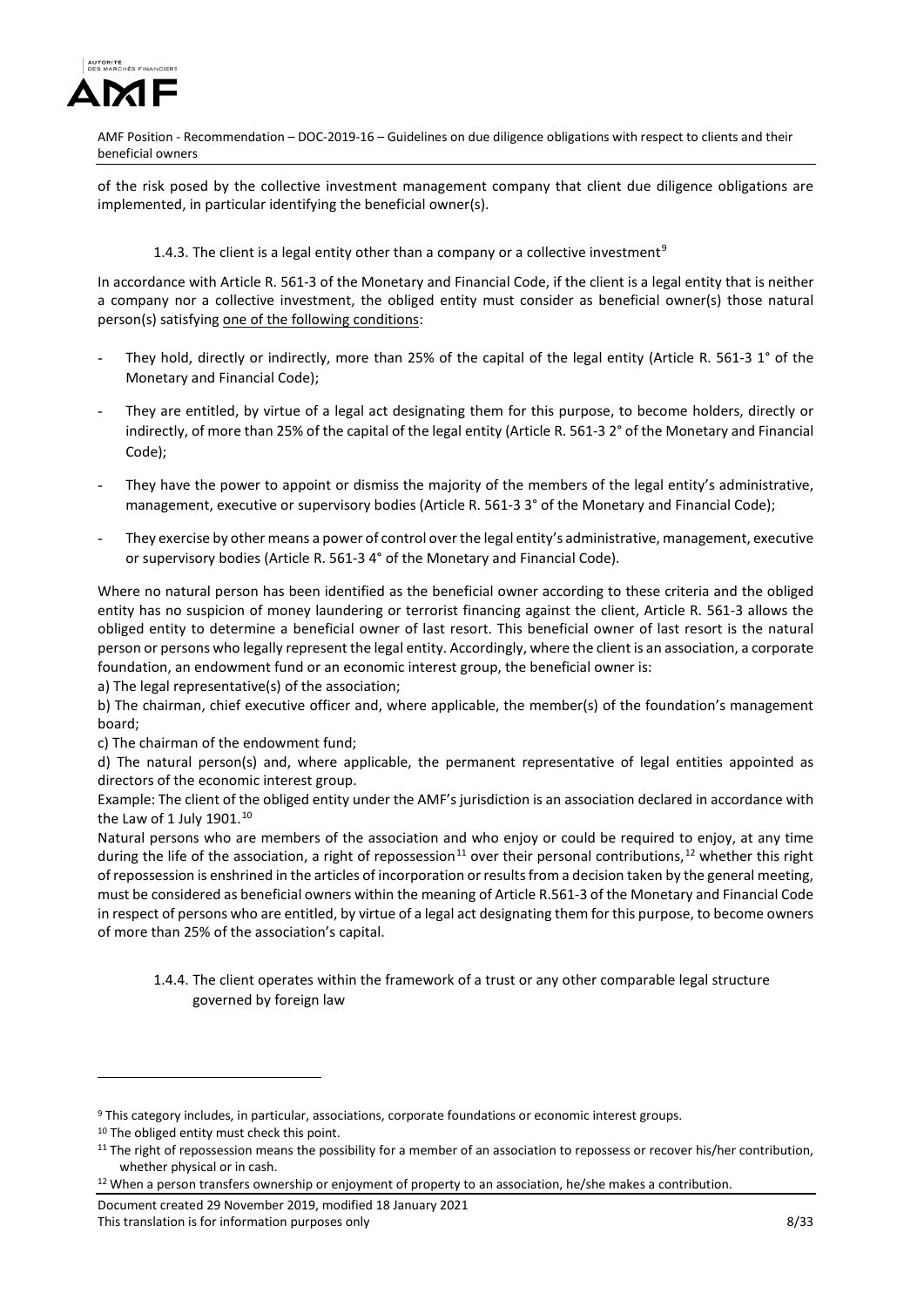of the risk posed by the collective investment management company that client due diligence obligations are implemented, in particular identifying the beneficial owner(s).

#### 1.4.3. The client is a legal entity other than a company or a collective investment[9]

In accordance with Article R. 561-3 of the Monetary and Financial Code, if the client is a legal entity that is neither a company nor a collective investment, the obliged entity must consider as beneficial owner(s) those natural person(s) satisfying one of the following conditions:

- They hold, directly or indirectly, more than 25% of the capital of the legal entity (Article R. 561-3 1° of the Monetary and Financial Code);
- They are entitled, by virtue of a legal act designating them for this purpose, to become holders, directly or indirectly, of more than 25% of the capital of the legal entity (Article R. 561-3 2° of the Monetary and Financial Code);
- They have the power to appoint or dismiss the majority of the members of the legal entity's administrative, management, executive or supervisory bodies (Article R. 561-3 3° of the Monetary and Financial Code);
- They exercise by other means a power of control over the legal entity's administrative, management, executive or supervisory bodies (Article R. 561-3 4° of the Monetary and Financial Code).

Where no natural person has been identified as the beneficial owner according to these criteria and the obliged entity has no suspicion of money laundering or terrorist financing against the client, Article R. 561-3 allows the obliged entity to determine a beneficial owner of last resort. This beneficial owner of last resort is the natural person or persons who legally represent the legal entity. Accordingly, where the client is an association, a corporate foundation, an endowment fund or an economic interest group, the beneficial owner is:

a) The legal representative(s) of the association;

b) The chairman, chief executive officer and, where applicable, the member(s) of the foundation's management board;

c) The chairman of the endowment fund;

d) The natural person(s) and, where applicable, the permanent representative of legal entities appointed as directors of the economic interest group.

Example: The client of the obliged entity under the AMF's jurisdiction is an association declared in accordance with the Law of 1 July 1901.[10]

Natural persons who are members of the association and who enjoy or could be required to enjoy, at any time during the life of the association, a right of repossession[11] over their personal contributions,[12] whether this right of repossession is enshrined in the articles of incorporation or results from a decision taken by the general meeting, must be considered as beneficial owners within the meaning of Article R.561-3 of the Monetary and Financial Code in respect of persons who are entitled, by virtue of a legal act designating them for this purpose, to become owners of more than 25% of the association's capital.

#### 1.4.4. The client operates within the framework of a trust or any other comparable legal structure governed by foreign law

---

[9] This category includes, in particular, associations, corporate foundations or economic interest groups.

[10] The obliged entity must check this point.

[11] The right of repossession means the possibility for a member of an association to repossess or recover his/her contribution, whether physical or in cash.

[12] When a person transfers ownership or enjoyment of property to an association, he/she makes a contribution.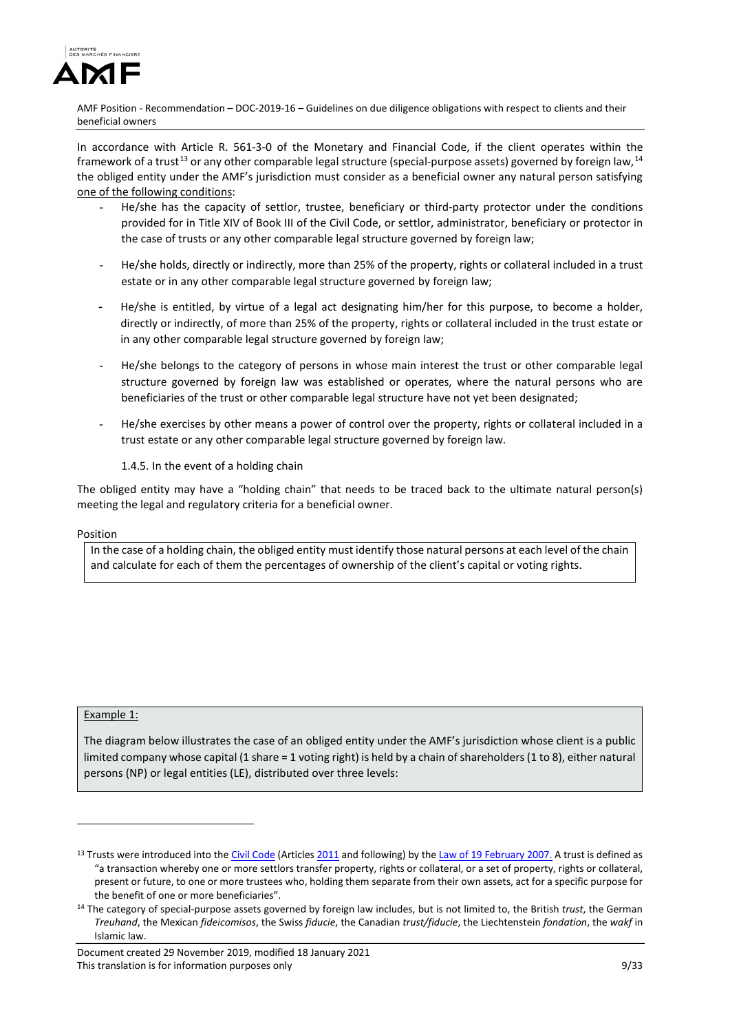In accordance with Article R. 561-3-0 of the Monetary and Financial Code, if the client operates within the framework of a trust[13] or any other comparable legal structure (special-purpose assets) governed by foreign law,[14] the obliged entity under the AMF's jurisdiction must consider as a beneficial owner any natural person satisfying one of the following conditions:

- He/she has the capacity of settlor, trustee, beneficiary or third-party protector under the conditions provided for in Title XIV of Book III of the Civil Code, or settlor, administrator, beneficiary or protector in the case of trusts or any other comparable legal structure governed by foreign law;
- He/she holds, directly or indirectly, more than 25% of the property, rights or collateral included in a trust estate or in any other comparable legal structure governed by foreign law;
- He/she is entitled, by virtue of a legal act designating him/her for this purpose, to become a holder, directly or indirectly, of more than 25% of the property, rights or collateral included in the trust estate or in any other comparable legal structure governed by foreign law;
- He/she belongs to the category of persons in whose main interest the trust or other comparable legal structure governed by foreign law was established or operates, where the natural persons who are beneficiaries of the trust or other comparable legal structure have not yet been designated;
- He/she exercises by other means a power of control over the property, rights or collateral included in a trust estate or any other comparable legal structure governed by foreign law.

#### 1.4.5. In the event of a holding chain

The obliged entity may have a "holding chain" that needs to be traced back to the ultimate natural person(s) meeting the legal and regulatory criteria for a beneficial owner.

Position

> In the case of a holding chain, the obliged entity must identify those natural persons at each level of the chain and calculate for each of them the percentages of ownership of the client's capital or voting rights.

Example 1:

The diagram below illustrates the case of an obliged entity under the AMF's jurisdiction whose client is a public limited company whose capital (1 share = 1 voting right) is held by a chain of shareholders (1 to 8), either natural persons (NP) or legal entities (LE), distributed over three levels:

[13] Trusts were introduced into the Civil Code (Articles 2011 and following) by the Law of 19 February 2007. A trust is defined as "a transaction whereby one or more settlors transfer property, rights or collateral, or a set of property, rights or collateral, present or future, to one or more trustees who, holding them separate from their own assets, act for a specific purpose for the benefit of one or more beneficiaries".

[14] The category of special-purpose assets governed by foreign law includes, but is not limited to, the British *trust*, the German *Treuhand*, the Mexican *fideicomisos*, the Swiss *fiducie*, the Canadian *trust/fiducie*, the Liechtenstein *fondation*, the *wakf* in Islamic law.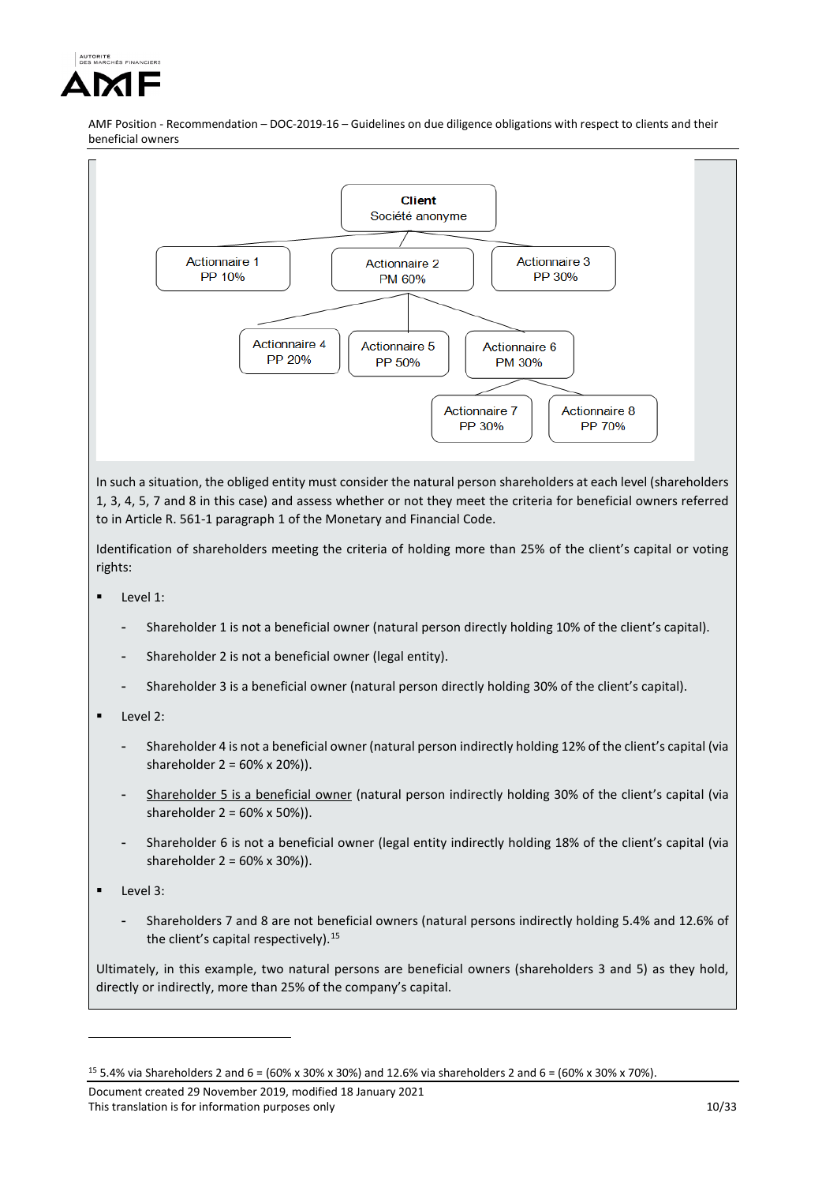Client
Société anonyme

Actionnaire 1
PP 10%

Actionnaire 2
PM 60%

Actionnaire 3
PP 30%

Actionnaire 4
PP 20%

Actionnaire 5
PP 50%

Actionnaire 6
PM 30%

Actionnaire 7
PP 30%

Actionnaire 8
PP 70%

In such a situation, the obliged entity must consider the natural person shareholders at each level (shareholders 1, 3, 4, 5, 7 and 8 in this case) and assess whether or not they meet the criteria for beneficial owners referred to in Article R. 561-1 paragraph 1 of the Monetary and Financial Code.

Identification of shareholders meeting the criteria of holding more than 25% of the client's capital or voting rights:

- Level 1:
  - Shareholder 1 is not a beneficial owner (natural person directly holding 10% of the client's capital).
  - Shareholder 2 is not a beneficial owner (legal entity).
  - Shareholder 3 is a beneficial owner (natural person directly holding 30% of the client's capital).
- Level 2:
  - Shareholder 4 is not a beneficial owner (natural person indirectly holding 12% of the client's capital (via shareholder 2 = 60% x 20%)).
  - Shareholder 5 is a beneficial owner (natural person indirectly holding 30% of the client's capital (via shareholder 2 = 60% x 50%)).
  - Shareholder 6 is not a beneficial owner (legal entity indirectly holding 18% of the client's capital (via shareholder 2 = 60% x 30%)).
- Level 3:
  - Shareholders 7 and 8 are not beneficial owners (natural persons indirectly holding 5.4% and 12.6% of the client's capital respectively).[15]

Ultimately, in this example, two natural persons are beneficial owners (shareholders 3 and 5) as they hold, directly or indirectly, more than 25% of the company's capital.

[15] 5.4% via Shareholders 2 and 6 = (60% x 30% x 30%) and 12.6% via shareholders 2 and 6 = (60% x 30% x 70%).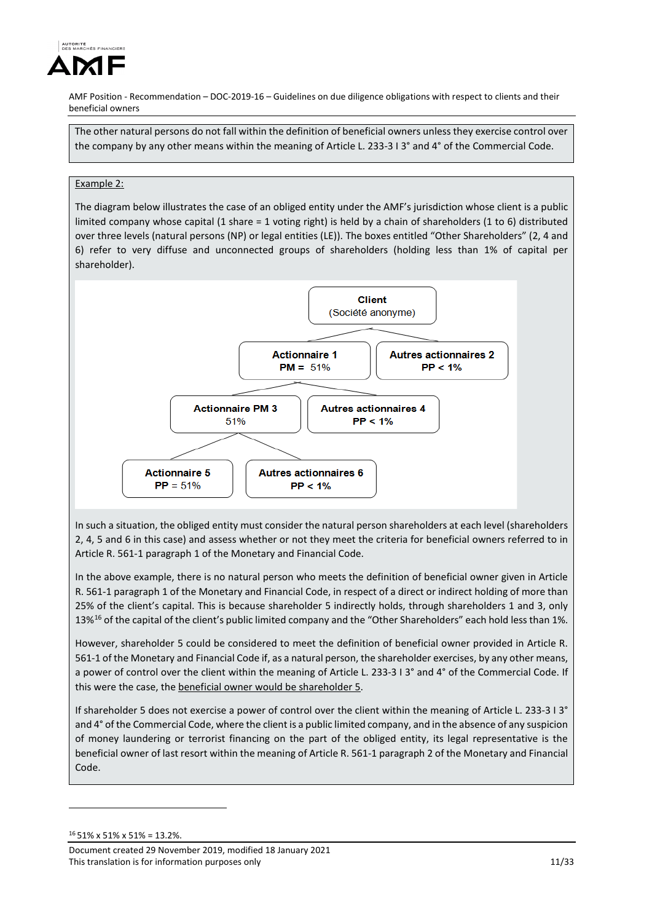The other natural persons do not fall within the definition of beneficial owners unless they exercise control over the company by any other means within the meaning of Article L. 233-3 I 3° and 4° of the Commercial Code.

Example 2:

The diagram below illustrates the case of an obliged entity under the AMF's jurisdiction whose client is a public limited company whose capital (1 share = 1 voting right) is held by a chain of shareholders (1 to 6) distributed over three levels (natural persons (NP) or legal entities (LE)). The boxes entitled "Other Shareholders" (2, 4 and 6) refer to very diffuse and unconnected groups of shareholders (holding less than 1% of capital per shareholder).

- **Client** (Société anonyme)
  - **Actionnaire 1** – **PM =** 51%
    - **Actionnaire PM 3** – 51%
      - **Actionnaire 5** – **PP** = 51%
      - **Autres actionnaires 6** – **PP < 1%**
    - **Autres actionnaires 4** – **PP < 1%**
  - **Autres actionnaires 2** – **PP < 1%**

In such a situation, the obliged entity must consider the natural person shareholders at each level (shareholders 2, 4, 5 and 6 in this case) and assess whether or not they meet the criteria for beneficial owners referred to in Article R. 561-1 paragraph 1 of the Monetary and Financial Code.

In the above example, there is no natural person who meets the definition of beneficial owner given in Article R. 561-1 paragraph 1 of the Monetary and Financial Code, in respect of a direct or indirect holding of more than 25% of the client's capital. This is because shareholder 5 indirectly holds, through shareholders 1 and 3, only 13%[16] of the capital of the client's public limited company and the "Other Shareholders" each hold less than 1%.

However, shareholder 5 could be considered to meet the definition of beneficial owner provided in Article R. 561-1 of the Monetary and Financial Code if, as a natural person, the shareholder exercises, by any other means, a power of control over the client within the meaning of Article L. 233-3 I 3° and 4° of the Commercial Code. If this were the case, the beneficial owner would be shareholder 5.

If shareholder 5 does not exercise a power of control over the client within the meaning of Article L. 233-3 I 3° and 4° of the Commercial Code, where the client is a public limited company, and in the absence of any suspicion of money laundering or terrorist financing on the part of the obliged entity, its legal representative is the beneficial owner of last resort within the meaning of Article R. 561-1 paragraph 2 of the Monetary and Financial Code.

---

[16] 51% x 51% x 51% = 13.2%.

Document created 29 November 2019, modified 18 January 2021
This translation is for information purposes only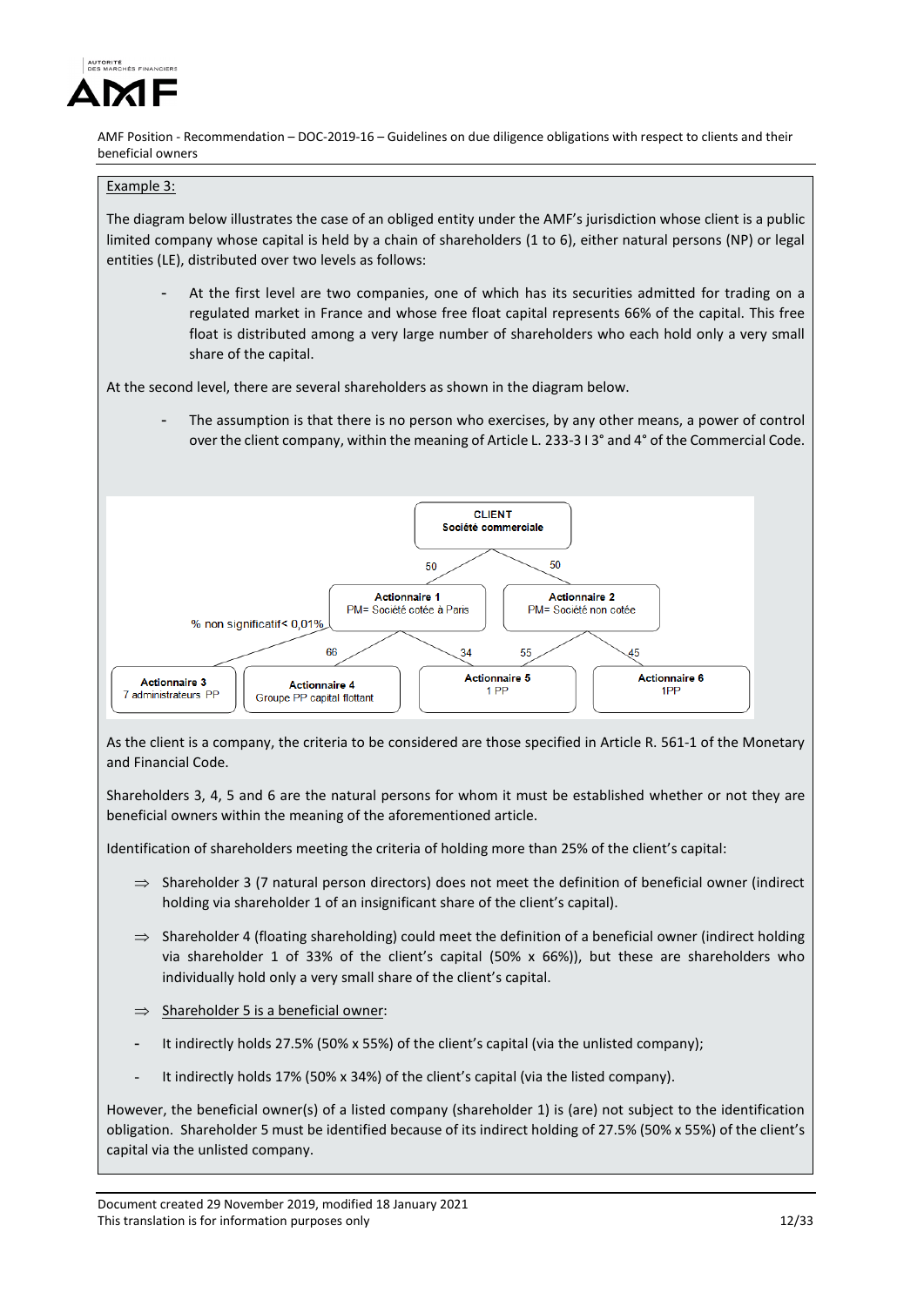Example 3:

The diagram below illustrates the case of an obliged entity under the AMF's jurisdiction whose client is a public limited company whose capital is held by a chain of shareholders (1 to 6), either natural persons (NP) or legal entities (LE), distributed over two levels as follows:

- At the first level are two companies, one of which has its securities admitted for trading on a regulated market in France and whose free float capital represents 66% of the capital. This free float is distributed among a very large number of shareholders who each hold only a very small share of the capital.

At the second level, there are several shareholders as shown in the diagram below.

- The assumption is that there is no person who exercises, by any other means, a power of control over the client company, within the meaning of Article L. 233-3 I 3° and 4° of the Commercial Code.

**CLIENT**
**Société commerciale**

50 | 50

**Actionnaire 1** PM= Société cotée à Paris | **Actionnaire 2** PM= Société non cotée

% non significatif< 0,01% | 66 | 34 | 55 | 45

**Actionnaire 3** 7 administrateurs PP | **Actionnaire 4** Groupe PP capital flottant | **Actionnaire 5** 1 PP | **Actionnaire 6** 1PP

As the client is a company, the criteria to be considered are those specified in Article R. 561-1 of the Monetary and Financial Code.

Shareholders 3, 4, 5 and 6 are the natural persons for whom it must be established whether or not they are beneficial owners within the meaning of the aforementioned article.

Identification of shareholders meeting the criteria of holding more than 25% of the client's capital:

⇒ Shareholder 3 (7 natural person directors) does not meet the definition of beneficial owner (indirect holding via shareholder 1 of an insignificant share of the client's capital).

⇒ Shareholder 4 (floating shareholding) could meet the definition of a beneficial owner (indirect holding via shareholder 1 of 33% of the client's capital (50% x 66%)), but these are shareholders who individually hold only a very small share of the client's capital.

⇒ Shareholder 5 is a beneficial owner:

- It indirectly holds 27.5% (50% x 55%) of the client's capital (via the unlisted company);
- It indirectly holds 17% (50% x 34%) of the client's capital (via the listed company).

However, the beneficial owner(s) of a listed company (shareholder 1) is (are) not subject to the identification obligation. Shareholder 5 must be identified because of its indirect holding of 27.5% (50% x 55%) of the client's capital via the unlisted company.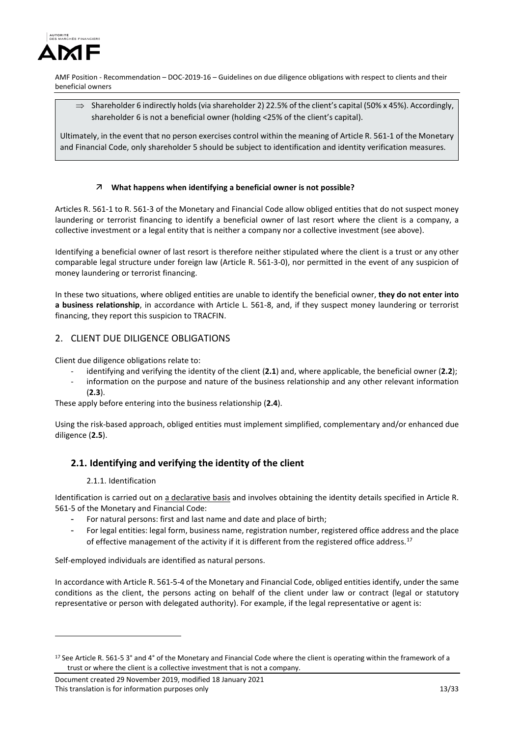⇒ Shareholder 6 indirectly holds (via shareholder 2) 22.5% of the client's capital (50% x 45%). Accordingly, shareholder 6 is not a beneficial owner (holding <25% of the client's capital).

Ultimately, in the event that no person exercises control within the meaning of Article R. 561-1 of the Monetary and Financial Code, only shareholder 5 should be subject to identification and identity verification measures.

#### ↗ What happens when identifying a beneficial owner is not possible?

Articles R. 561-1 to R. 561-3 of the Monetary and Financial Code allow obliged entities that do not suspect money laundering or terrorist financing to identify a beneficial owner of last resort where the client is a company, a collective investment or a legal entity that is neither a company nor a collective investment (see above).

Identifying a beneficial owner of last resort is therefore neither stipulated where the client is a trust or any other comparable legal structure under foreign law (Article R. 561-3-0), nor permitted in the event of any suspicion of money laundering or terrorist financing.

In these two situations, where obliged entities are unable to identify the beneficial owner, **they do not enter into a business relationship**, in accordance with Article L. 561-8, and, if they suspect money laundering or terrorist financing, they report this suspicion to TRACFIN.

## 2. CLIENT DUE DILIGENCE OBLIGATIONS

Client due diligence obligations relate to:

- identifying and verifying the identity of the client (**2.1**) and, where applicable, the beneficial owner (**2.2**);
- information on the purpose and nature of the business relationship and any other relevant information (**2.3**).

These apply before entering into the business relationship (**2.4**).

Using the risk-based approach, obliged entities must implement simplified, complementary and/or enhanced due diligence (**2.5**).

### 2.1. Identifying and verifying the identity of the client

#### 2.1.1. Identification

Identification is carried out on <u>a declarative basis</u> and involves obtaining the identity details specified in Article R. 561-5 of the Monetary and Financial Code:

- For natural persons: first and last name and date and place of birth;
- For legal entities: legal form, business name, registration number, registered office address and the place of effective management of the activity if it is different from the registered office address.[17]

Self-employed individuals are identified as natural persons.

In accordance with Article R. 561-5-4 of the Monetary and Financial Code, obliged entities identify, under the same conditions as the client, the persons acting on behalf of the client under law or contract (legal or statutory representative or person with delegated authority). For example, if the legal representative or agent is:

[17] See Article R. 561-5 3° and 4° of the Monetary and Financial Code where the client is operating within the framework of a trust or where the client is a collective investment that is not a company.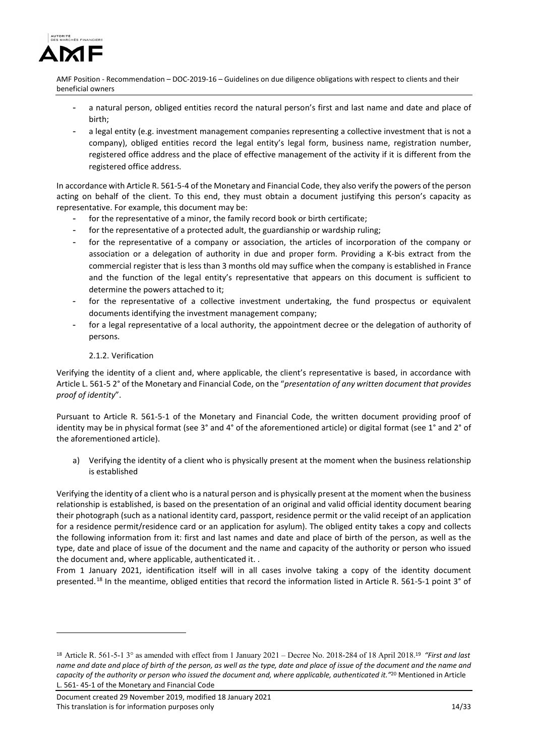- a natural person, obliged entities record the natural person's first and last name and date and place of birth;
- a legal entity (e.g. investment management companies representing a collective investment that is not a company), obliged entities record the legal entity's legal form, business name, registration number, registered office address and the place of effective management of the activity if it is different from the registered office address.

In accordance with Article R. 561-5-4 of the Monetary and Financial Code, they also verify the powers of the person acting on behalf of the client. To this end, they must obtain a document justifying this person's capacity as representative. For example, this document may be:

- for the representative of a minor, the family record book or birth certificate;
- for the representative of a protected adult, the guardianship or wardship ruling;
- for the representative of a company or association, the articles of incorporation of the company or association or a delegation of authority in due and proper form. Providing a K-bis extract from the commercial register that is less than 3 months old may suffice when the company is established in France and the function of the legal entity's representative that appears on this document is sufficient to determine the powers attached to it;
- for the representative of a collective investment undertaking, the fund prospectus or equivalent documents identifying the investment management company;
- for a legal representative of a local authority, the appointment decree or the delegation of authority of persons.

#### 2.1.2. Verification

Verifying the identity of a client and, where applicable, the client's representative is based, in accordance with Article L. 561-5 2° of the Monetary and Financial Code, on the "*presentation of any written document that provides proof of identity*".

Pursuant to Article R. 561-5-1 of the Monetary and Financial Code, the written document providing proof of identity may be in physical format (see 3° and 4° of the aforementioned article) or digital format (see 1° and 2° of the aforementioned article).

a) Verifying the identity of a client who is physically present at the moment when the business relationship is established

Verifying the identity of a client who is a natural person and is physically present at the moment when the business relationship is established, is based on the presentation of an original and valid official identity document bearing their photograph (such as a national identity card, passport, residence permit or the valid receipt of an application for a residence permit/residence card or an application for asylum). The obliged entity takes a copy and collects the following information from it: first and last names and date and place of birth of the person, as well as the type, date and place of issue of the document and the name and capacity of the authority or person who issued the document and, where applicable, authenticated it. .

From 1 January 2021, identification itself will in all cases involve taking a copy of the identity document presented.[18] In the meantime, obliged entities that record the information listed in Article R. 561-5-1 point 3° of

---

[18] Article R. 561-5-1 3° as amended with effect from 1 January 2021 – Decree No. 2018-284 of 18 April 2018.[19] *"First and last name and date and place of birth of the person, as well as the type, date and place of issue of the document and the name and capacity of the authority or person who issued the document and, where applicable, authenticated it."*[20] Mentioned in Article L. 561- 45-1 of the Monetary and Financial Code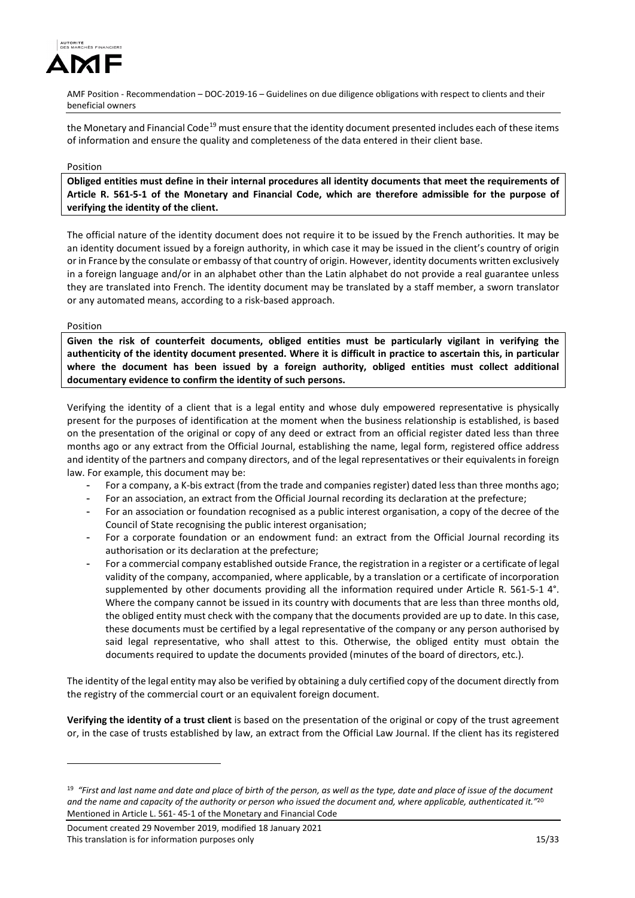the Monetary and Financial Code[19] must ensure that the identity document presented includes each of these items of information and ensure the quality and completeness of the data entered in their client base.

Position

**Obliged entities must define in their internal procedures all identity documents that meet the requirements of Article R. 561-5-1 of the Monetary and Financial Code, which are therefore admissible for the purpose of verifying the identity of the client.**

The official nature of the identity document does not require it to be issued by the French authorities. It may be an identity document issued by a foreign authority, in which case it may be issued in the client's country of origin or in France by the consulate or embassy of that country of origin. However, identity documents written exclusively in a foreign language and/or in an alphabet other than the Latin alphabet do not provide a real guarantee unless they are translated into French. The identity document may be translated by a staff member, a sworn translator or any automated means, according to a risk-based approach.

Position

**Given the risk of counterfeit documents, obliged entities must be particularly vigilant in verifying the authenticity of the identity document presented. Where it is difficult in practice to ascertain this, in particular where the document has been issued by a foreign authority, obliged entities must collect additional documentary evidence to confirm the identity of such persons.**

Verifying the identity of a client that is a legal entity and whose duly empowered representative is physically present for the purposes of identification at the moment when the business relationship is established, is based on the presentation of the original or copy of any deed or extract from an official register dated less than three months ago or any extract from the Official Journal, establishing the name, legal form, registered office address and identity of the partners and company directors, and of the legal representatives or their equivalents in foreign law. For example, this document may be:

- For a company, a K-bis extract (from the trade and companies register) dated less than three months ago;
- For an association, an extract from the Official Journal recording its declaration at the prefecture;
- For an association or foundation recognised as a public interest organisation, a copy of the decree of the Council of State recognising the public interest organisation;
- For a corporate foundation or an endowment fund: an extract from the Official Journal recording its authorisation or its declaration at the prefecture;
- For a commercial company established outside France, the registration in a register or a certificate of legal validity of the company, accompanied, where applicable, by a translation or a certificate of incorporation supplemented by other documents providing all the information required under Article R. 561-5-1 4°. Where the company cannot be issued in its country with documents that are less than three months old, the obliged entity must check with the company that the documents provided are up to date. In this case, these documents must be certified by a legal representative of the company or any person authorised by said legal representative, who shall attest to this. Otherwise, the obliged entity must obtain the documents required to update the documents provided (minutes of the board of directors, etc.).

The identity of the legal entity may also be verified by obtaining a duly certified copy of the document directly from the registry of the commercial court or an equivalent foreign document.

**Verifying the identity of a trust client** is based on the presentation of the original or copy of the trust agreement or, in the case of trusts established by law, an extract from the Official Law Journal. If the client has its registered

---

[19] *"First and last name and date and place of birth of the person, as well as the type, date and place of issue of the document and the name and capacity of the authority or person who issued the document and, where applicable, authenticated it."*

[20] Mentioned in Article L. 561- 45-1 of the Monetary and Financial Code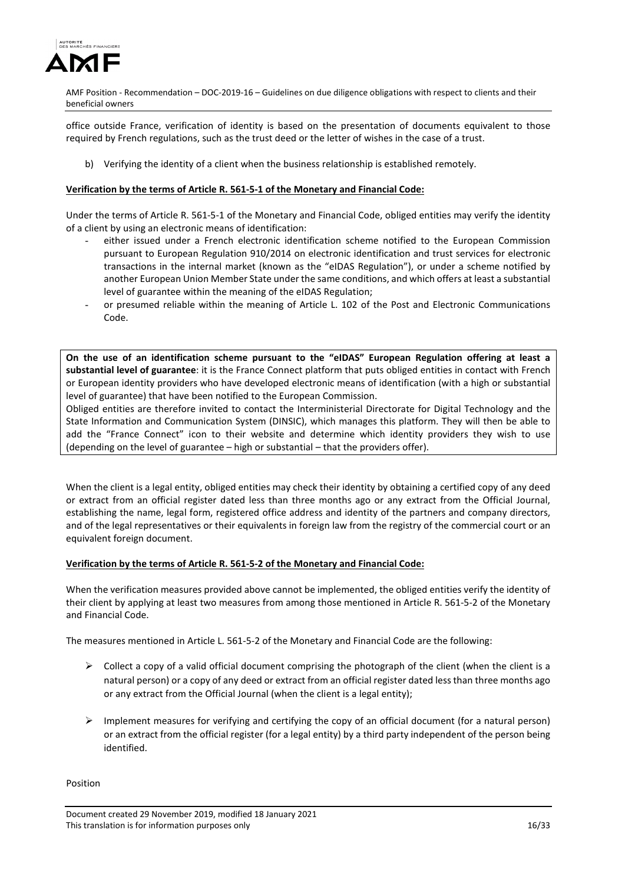office outside France, verification of identity is based on the presentation of documents equivalent to those required by French regulations, such as the trust deed or the letter of wishes in the case of a trust.

b) Verifying the identity of a client when the business relationship is established remotely.

**Verification by the terms of Article R. 561-5-1 of the Monetary and Financial Code:**

Under the terms of Article R. 561-5-1 of the Monetary and Financial Code, obliged entities may verify the identity of a client by using an electronic means of identification:

- either issued under a French electronic identification scheme notified to the European Commission pursuant to European Regulation 910/2014 on electronic identification and trust services for electronic transactions in the internal market (known as the "eIDAS Regulation"), or under a scheme notified by another European Union Member State under the same conditions, and which offers at least a substantial level of guarantee within the meaning of the eIDAS Regulation;
- or presumed reliable within the meaning of Article L. 102 of the Post and Electronic Communications Code.

**On the use of an identification scheme pursuant to the "eIDAS" European Regulation offering at least a substantial level of guarantee**: it is the France Connect platform that puts obliged entities in contact with French or European identity providers who have developed electronic means of identification (with a high or substantial level of guarantee) that have been notified to the European Commission.
Obliged entities are therefore invited to contact the Interministerial Directorate for Digital Technology and the State Information and Communication System (DINSIC), which manages this platform. They will then be able to add the "France Connect" icon to their website and determine which identity providers they wish to use (depending on the level of guarantee – high or substantial – that the providers offer).

When the client is a legal entity, obliged entities may check their identity by obtaining a certified copy of any deed or extract from an official register dated less than three months ago or any extract from the Official Journal, establishing the name, legal form, registered office address and identity of the partners and company directors, and of the legal representatives or their equivalents in foreign law from the registry of the commercial court or an equivalent foreign document.

**Verification by the terms of Article R. 561-5-2 of the Monetary and Financial Code:**

When the verification measures provided above cannot be implemented, the obliged entities verify the identity of their client by applying at least two measures from among those mentioned in Article R. 561-5-2 of the Monetary and Financial Code.

The measures mentioned in Article L. 561-5-2 of the Monetary and Financial Code are the following:

- Collect a copy of a valid official document comprising the photograph of the client (when the client is a natural person) or a copy of any deed or extract from an official register dated less than three months ago or any extract from the Official Journal (when the client is a legal entity);
- Implement measures for verifying and certifying the copy of an official document (for a natural person) or an extract from the official register (for a legal entity) by a third party independent of the person being identified.

Position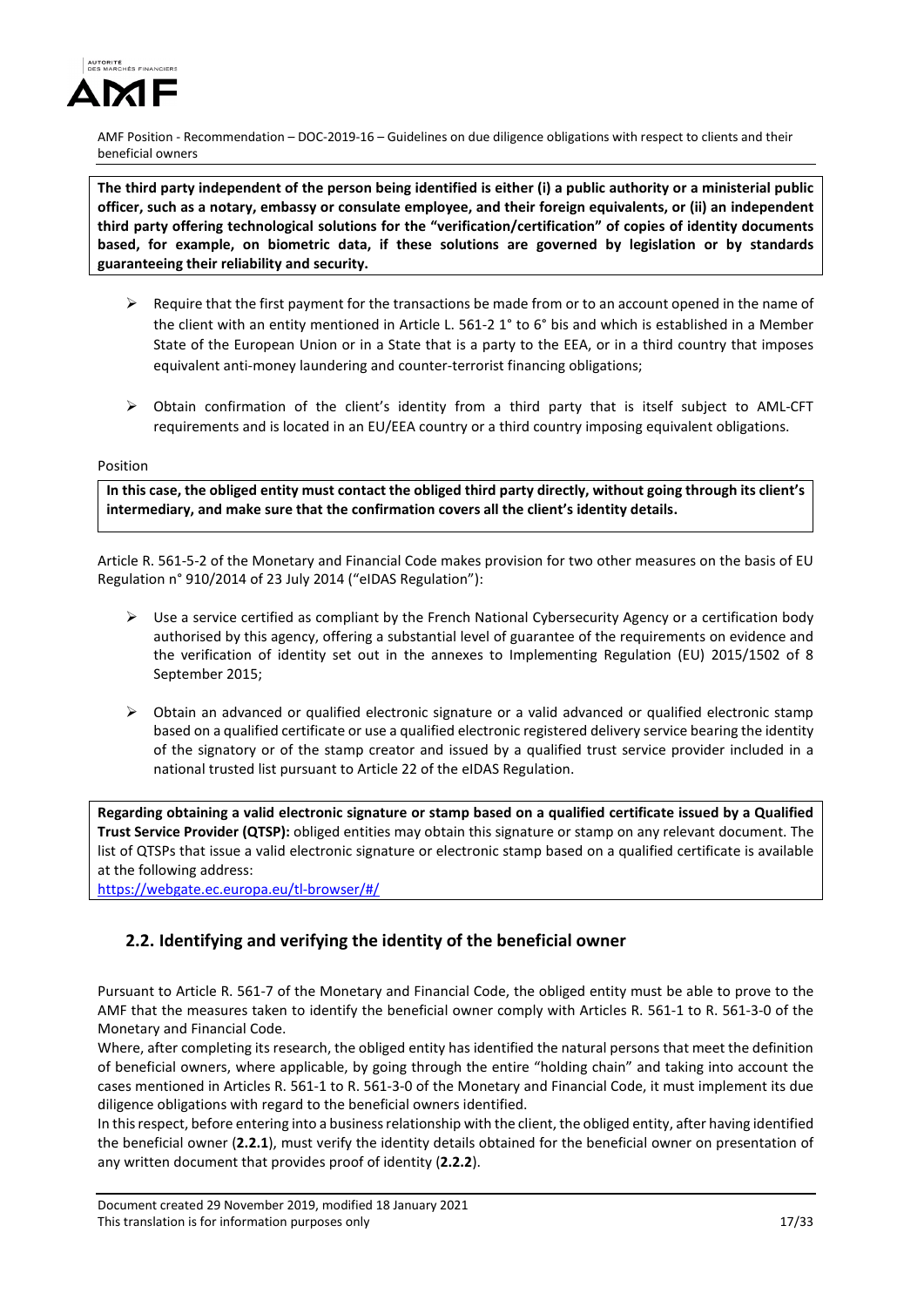**The third party independent of the person being identified is either (i) a public authority or a ministerial public officer, such as a notary, embassy or consulate employee, and their foreign equivalents, or (ii) an independent third party offering technological solutions for the "verification/certification" of copies of identity documents based, for example, on biometric data, if these solutions are governed by legislation or by standards guaranteeing their reliability and security.**

- Require that the first payment for the transactions be made from or to an account opened in the name of the client with an entity mentioned in Article L. 561-2 1° to 6° bis and which is established in a Member State of the European Union or in a State that is a party to the EEA, or in a third country that imposes equivalent anti-money laundering and counter-terrorist financing obligations;

- Obtain confirmation of the client's identity from a third party that is itself subject to AML-CFT requirements and is located in an EU/EEA country or a third country imposing equivalent obligations.

Position

**In this case, the obliged entity must contact the obliged third party directly, without going through its client's intermediary, and make sure that the confirmation covers all the client's identity details.**

Article R. 561-5-2 of the Monetary and Financial Code makes provision for two other measures on the basis of EU Regulation n° 910/2014 of 23 July 2014 ("eIDAS Regulation"):

- Use a service certified as compliant by the French National Cybersecurity Agency or a certification body authorised by this agency, offering a substantial level of guarantee of the requirements on evidence and the verification of identity set out in the annexes to Implementing Regulation (EU) 2015/1502 of 8 September 2015;

- Obtain an advanced or qualified electronic signature or a valid advanced or qualified electronic stamp based on a qualified certificate or use a qualified electronic registered delivery service bearing the identity of the signatory or of the stamp creator and issued by a qualified trust service provider included in a national trusted list pursuant to Article 22 of the eIDAS Regulation.

**Regarding obtaining a valid electronic signature or stamp based on a qualified certificate issued by a Qualified Trust Service Provider (QTSP):** obliged entities may obtain this signature or stamp on any relevant document. The list of QTSPs that issue a valid electronic signature or electronic stamp based on a qualified certificate is available at the following address:
https://webgate.ec.europa.eu/tl-browser/#/

## 2.2. Identifying and verifying the identity of the beneficial owner

Pursuant to Article R. 561-7 of the Monetary and Financial Code, the obliged entity must be able to prove to the AMF that the measures taken to identify the beneficial owner comply with Articles R. 561-1 to R. 561-3-0 of the Monetary and Financial Code.

Where, after completing its research, the obliged entity has identified the natural persons that meet the definition of beneficial owners, where applicable, by going through the entire "holding chain" and taking into account the cases mentioned in Articles R. 561-1 to R. 561-3-0 of the Monetary and Financial Code, it must implement its due diligence obligations with regard to the beneficial owners identified.

In this respect, before entering into a business relationship with the client, the obliged entity, after having identified the beneficial owner (**2.2.1**), must verify the identity details obtained for the beneficial owner on presentation of any written document that provides proof of identity (**2.2.2**).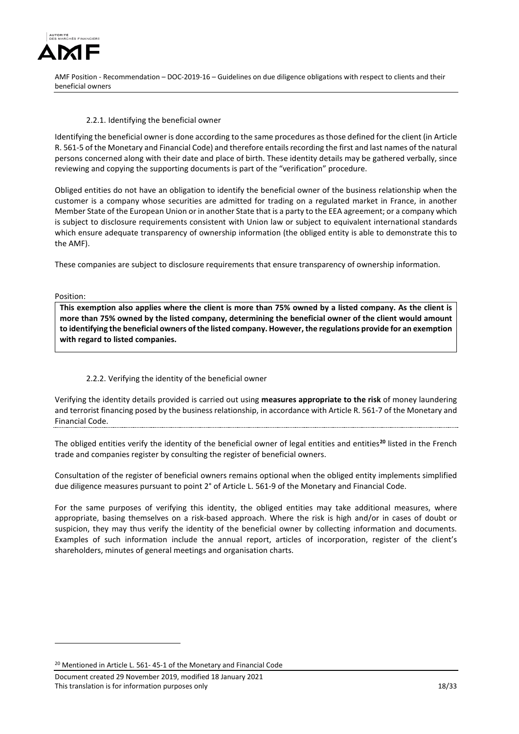### 2.2.1. Identifying the beneficial owner

Identifying the beneficial owner is done according to the same procedures as those defined for the client (in Article R. 561-5 of the Monetary and Financial Code) and therefore entails recording the first and last names of the natural persons concerned along with their date and place of birth. These identity details may be gathered verbally, since reviewing and copying the supporting documents is part of the "verification" procedure.

Obliged entities do not have an obligation to identify the beneficial owner of the business relationship when the customer is a company whose securities are admitted for trading on a regulated market in France, in another Member State of the European Union or in another State that is a party to the EEA agreement; or a company which is subject to disclosure requirements consistent with Union law or subject to equivalent international standards which ensure adequate transparency of ownership information (the obliged entity is able to demonstrate this to the AMF).

These companies are subject to disclosure requirements that ensure transparency of ownership information.

Position:

**This exemption also applies where the client is more than 75% owned by a listed company. As the client is more than 75% owned by the listed company, determining the beneficial owner of the client would amount to identifying the beneficial owners of the listed company. However, the regulations provide for an exemption with regard to listed companies.**

### 2.2.2. Verifying the identity of the beneficial owner

Verifying the identity details provided is carried out using **measures appropriate to the risk** of money laundering and terrorist financing posed by the business relationship, in accordance with Article R. 561-7 of the Monetary and Financial Code.

The obliged entities verify the identity of the beneficial owner of legal entities and entities[20] listed in the French trade and companies register by consulting the register of beneficial owners.

Consultation of the register of beneficial owners remains optional when the obliged entity implements simplified due diligence measures pursuant to point 2° of Article L. 561-9 of the Monetary and Financial Code.

For the same purposes of verifying this identity, the obliged entities may take additional measures, where appropriate, basing themselves on a risk-based approach. Where the risk is high and/or in cases of doubt or suspicion, they may thus verify the identity of the beneficial owner by collecting information and documents. Examples of such information include the annual report, articles of incorporation, register of the client's shareholders, minutes of general meetings and organisation charts.

[20] Mentioned in Article L. 561- 45-1 of the Monetary and Financial Code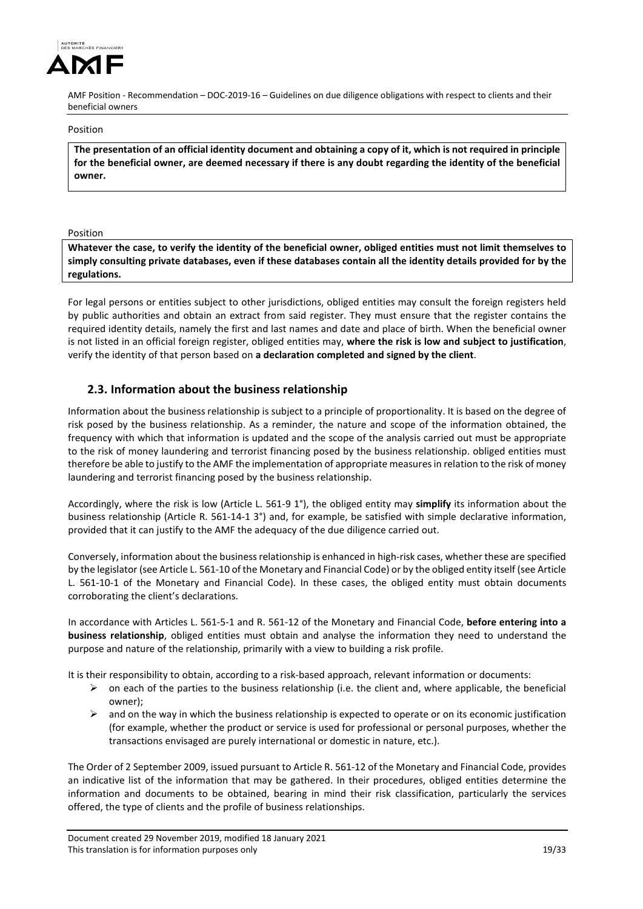Position

**The presentation of an official identity document and obtaining a copy of it, which is not required in principle for the beneficial owner, are deemed necessary if there is any doubt regarding the identity of the beneficial owner.**

Position

**Whatever the case, to verify the identity of the beneficial owner, obliged entities must not limit themselves to simply consulting private databases, even if these databases contain all the identity details provided for by the regulations.**

For legal persons or entities subject to other jurisdictions, obliged entities may consult the foreign registers held by public authorities and obtain an extract from said register. They must ensure that the register contains the required identity details, namely the first and last names and date and place of birth. When the beneficial owner is not listed in an official foreign register, obliged entities may, **where the risk is low and subject to justification**, verify the identity of that person based on **a declaration completed and signed by the client**.

## 2.3. Information about the business relationship

Information about the business relationship is subject to a principle of proportionality. It is based on the degree of risk posed by the business relationship. As a reminder, the nature and scope of the information obtained, the frequency with which that information is updated and the scope of the analysis carried out must be appropriate to the risk of money laundering and terrorist financing posed by the business relationship. obliged entities must therefore be able to justify to the AMF the implementation of appropriate measures in relation to the risk of money laundering and terrorist financing posed by the business relationship.

Accordingly, where the risk is low (Article L. 561-9 1°), the obliged entity may **simplify** its information about the business relationship (Article R. 561-14-1 3°) and, for example, be satisfied with simple declarative information, provided that it can justify to the AMF the adequacy of the due diligence carried out.

Conversely, information about the business relationship is enhanced in high-risk cases, whether these are specified by the legislator (see Article L. 561-10 of the Monetary and Financial Code) or by the obliged entity itself (see Article L. 561-10-1 of the Monetary and Financial Code). In these cases, the obliged entity must obtain documents corroborating the client's declarations.

In accordance with Articles L. 561-5-1 and R. 561-12 of the Monetary and Financial Code, **before entering into a business relationship**, obliged entities must obtain and analyse the information they need to understand the purpose and nature of the relationship, primarily with a view to building a risk profile.

It is their responsibility to obtain, according to a risk-based approach, relevant information or documents:

- on each of the parties to the business relationship (i.e. the client and, where applicable, the beneficial owner);
- and on the way in which the business relationship is expected to operate or on its economic justification (for example, whether the product or service is used for professional or personal purposes, whether the transactions envisaged are purely international or domestic in nature, etc.).

The Order of 2 September 2009, issued pursuant to Article R. 561-12 of the Monetary and Financial Code, provides an indicative list of the information that may be gathered. In their procedures, obliged entities determine the information and documents to be obtained, bearing in mind their risk classification, particularly the services offered, the type of clients and the profile of business relationships.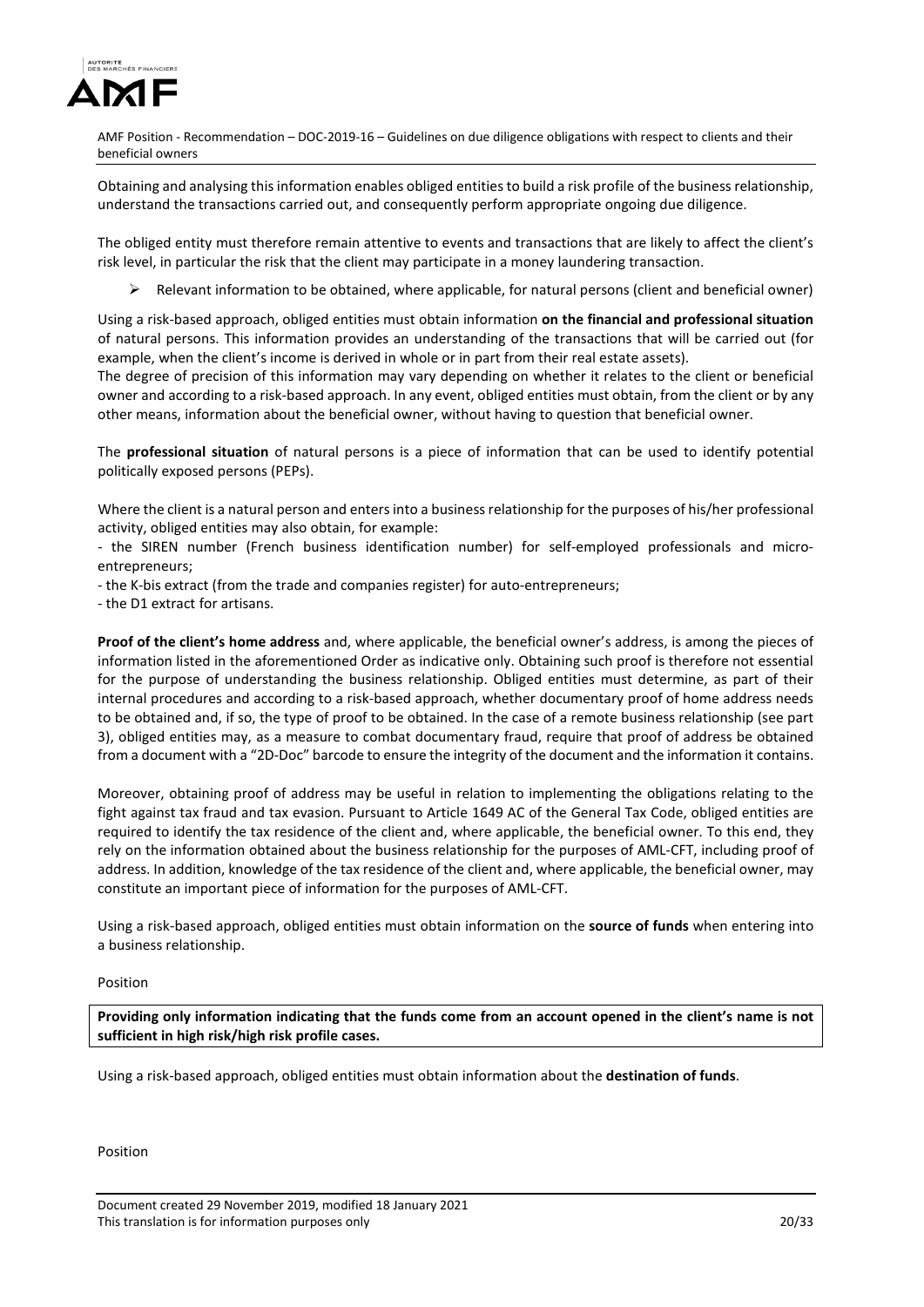Obtaining and analysing this information enables obliged entities to build a risk profile of the business relationship, understand the transactions carried out, and consequently perform appropriate ongoing due diligence.

The obliged entity must therefore remain attentive to events and transactions that are likely to affect the client's risk level, in particular the risk that the client may participate in a money laundering transaction.

- ➢ Relevant information to be obtained, where applicable, for natural persons (client and beneficial owner)

Using a risk-based approach, obliged entities must obtain information **on the financial and professional situation** of natural persons. This information provides an understanding of the transactions that will be carried out (for example, when the client's income is derived in whole or in part from their real estate assets).
The degree of precision of this information may vary depending on whether it relates to the client or beneficial owner and according to a risk-based approach. In any event, obliged entities must obtain, from the client or by any other means, information about the beneficial owner, without having to question that beneficial owner.

The **professional situation** of natural persons is a piece of information that can be used to identify potential politically exposed persons (PEPs).

Where the client is a natural person and enters into a business relationship for the purposes of his/her professional activity, obliged entities may also obtain, for example:
- the SIREN number (French business identification number) for self-employed professionals and micro-entrepreneurs;
- the K-bis extract (from the trade and companies register) for auto-entrepreneurs;
- the D1 extract for artisans.

**Proof of the client's home address** and, where applicable, the beneficial owner's address, is among the pieces of information listed in the aforementioned Order as indicative only. Obtaining such proof is therefore not essential for the purpose of understanding the business relationship. Obliged entities must determine, as part of their internal procedures and according to a risk-based approach, whether documentary proof of home address needs to be obtained and, if so, the type of proof to be obtained. In the case of a remote business relationship (see part 3), obliged entities may, as a measure to combat documentary fraud, require that proof of address be obtained from a document with a "2D-Doc" barcode to ensure the integrity of the document and the information it contains.

Moreover, obtaining proof of address may be useful in relation to implementing the obligations relating to the fight against tax fraud and tax evasion. Pursuant to Article 1649 AC of the General Tax Code, obliged entities are required to identify the tax residence of the client and, where applicable, the beneficial owner. To this end, they rely on the information obtained about the business relationship for the purposes of AML-CFT, including proof of address. In addition, knowledge of the tax residence of the client and, where applicable, the beneficial owner, may constitute an important piece of information for the purposes of AML-CFT.

Using a risk-based approach, obliged entities must obtain information on the **source of funds** when entering into a business relationship.

Position

**Providing only information indicating that the funds come from an account opened in the client's name is not sufficient in high risk/high risk profile cases.**

Using a risk-based approach, obliged entities must obtain information about the **destination of funds**.

Position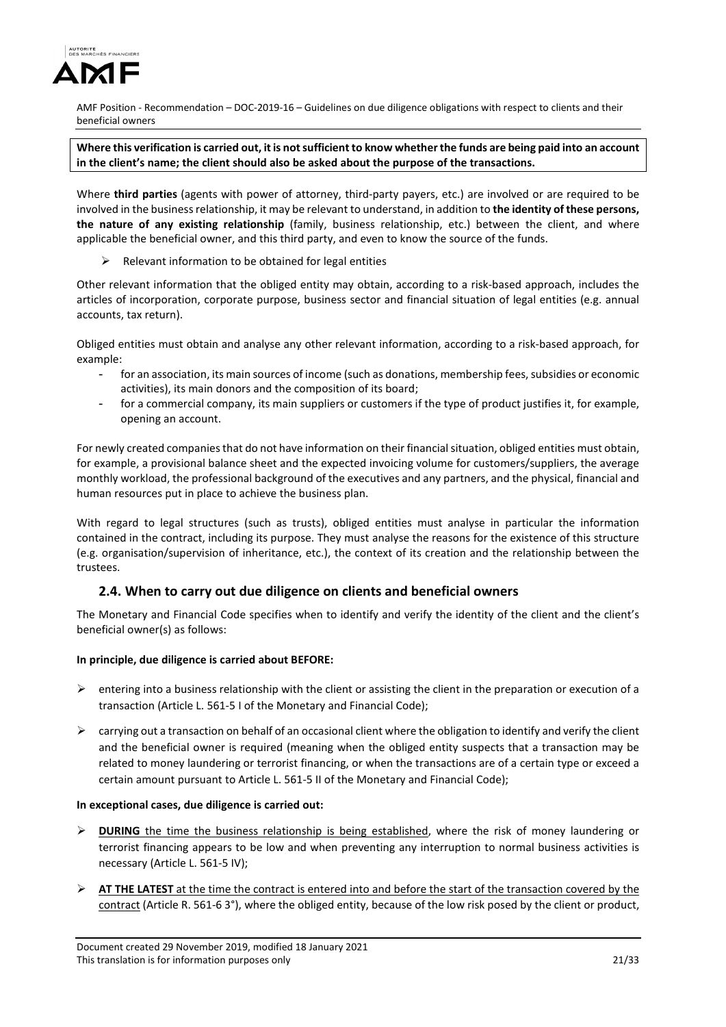**Where this verification is carried out, it is not sufficient to know whether the funds are being paid into an account in the client's name; the client should also be asked about the purpose of the transactions.**

Where **third parties** (agents with power of attorney, third-party payers, etc.) are involved or are required to be involved in the business relationship, it may be relevant to understand, in addition to **the identity of these persons, the nature of any existing relationship** (family, business relationship, etc.) between the client, and where applicable the beneficial owner, and this third party, and even to know the source of the funds.

- Relevant information to be obtained for legal entities

Other relevant information that the obliged entity may obtain, according to a risk-based approach, includes the articles of incorporation, corporate purpose, business sector and financial situation of legal entities (e.g. annual accounts, tax return).

Obliged entities must obtain and analyse any other relevant information, according to a risk-based approach, for example:

- for an association, its main sources of income (such as donations, membership fees, subsidies or economic activities), its main donors and the composition of its board;
- for a commercial company, its main suppliers or customers if the type of product justifies it, for example, opening an account.

For newly created companies that do not have information on their financial situation, obliged entities must obtain, for example, a provisional balance sheet and the expected invoicing volume for customers/suppliers, the average monthly workload, the professional background of the executives and any partners, and the physical, financial and human resources put in place to achieve the business plan.

With regard to legal structures (such as trusts), obliged entities must analyse in particular the information contained in the contract, including its purpose. They must analyse the reasons for the existence of this structure (e.g. organisation/supervision of inheritance, etc.), the context of its creation and the relationship between the trustees.

## 2.4. When to carry out due diligence on clients and beneficial owners

The Monetary and Financial Code specifies when to identify and verify the identity of the client and the client's beneficial owner(s) as follows:

**In principle, due diligence is carried about BEFORE:**

- entering into a business relationship with the client or assisting the client in the preparation or execution of a transaction (Article L. 561-5 I of the Monetary and Financial Code);
- carrying out a transaction on behalf of an occasional client where the obligation to identify and verify the client and the beneficial owner is required (meaning when the obliged entity suspects that a transaction may be related to money laundering or terrorist financing, or when the transactions are of a certain type or exceed a certain amount pursuant to Article L. 561-5 II of the Monetary and Financial Code);

**In exceptional cases, due diligence is carried out:**

- **DURING** the time the business relationship is being established, where the risk of money laundering or terrorist financing appears to be low and when preventing any interruption to normal business activities is necessary (Article L. 561-5 IV);
- **AT THE LATEST** at the time the contract is entered into and before the start of the transaction covered by the contract (Article R. 561-6 3°), where the obliged entity, because of the low risk posed by the client or product,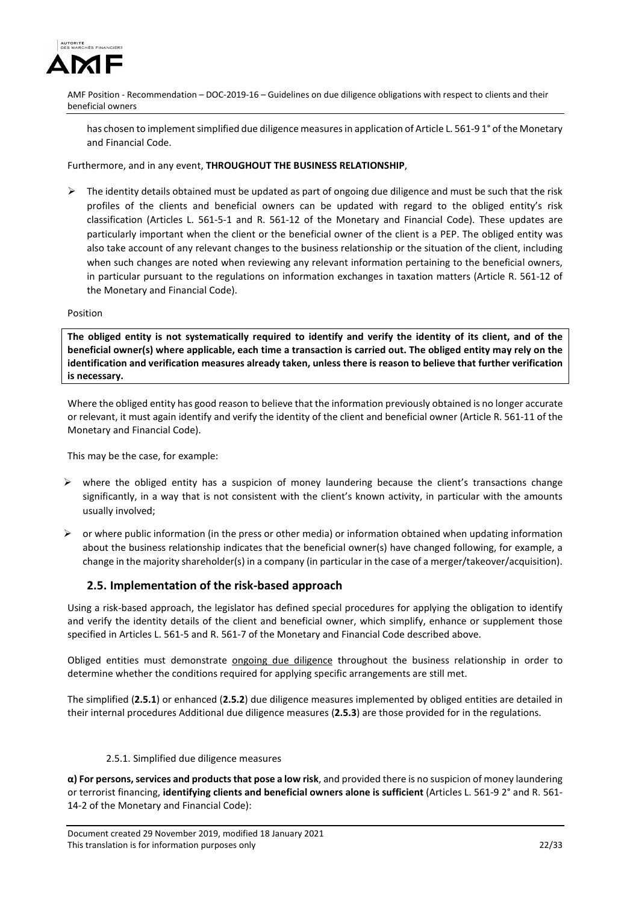has chosen to implement simplified due diligence measures in application of Article L. 561-9 1° of the Monetary and Financial Code.

Furthermore, and in any event, **THROUGHOUT THE BUSINESS RELATIONSHIP**,

- The identity details obtained must be updated as part of ongoing due diligence and must be such that the risk profiles of the clients and beneficial owners can be updated with regard to the obliged entity's risk classification (Articles L. 561-5-1 and R. 561-12 of the Monetary and Financial Code). These updates are particularly important when the client or the beneficial owner of the client is a PEP. The obliged entity was also take account of any relevant changes to the business relationship or the situation of the client, including when such changes are noted when reviewing any relevant information pertaining to the beneficial owners, in particular pursuant to the regulations on information exchanges in taxation matters (Article R. 561-12 of the Monetary and Financial Code).

Position

**The obliged entity is not systematically required to identify and verify the identity of its client, and of the beneficial owner(s) where applicable, each time a transaction is carried out. The obliged entity may rely on the identification and verification measures already taken, unless there is reason to believe that further verification is necessary.**

Where the obliged entity has good reason to believe that the information previously obtained is no longer accurate or relevant, it must again identify and verify the identity of the client and beneficial owner (Article R. 561-11 of the Monetary and Financial Code).

This may be the case, for example:

- where the obliged entity has a suspicion of money laundering because the client's transactions change significantly, in a way that is not consistent with the client's known activity, in particular with the amounts usually involved;
- or where public information (in the press or other media) or information obtained when updating information about the business relationship indicates that the beneficial owner(s) have changed following, for example, a change in the majority shareholder(s) in a company (in particular in the case of a merger/takeover/acquisition).

## 2.5. Implementation of the risk-based approach

Using a risk-based approach, the legislator has defined special procedures for applying the obligation to identify and verify the identity details of the client and beneficial owner, which simplify, enhance or supplement those specified in Articles L. 561-5 and R. 561-7 of the Monetary and Financial Code described above.

Obliged entities must demonstrate ongoing due diligence throughout the business relationship in order to determine whether the conditions required for applying specific arrangements are still met.

The simplified (**2.5.1**) or enhanced (**2.5.2**) due diligence measures implemented by obliged entities are detailed in their internal procedures Additional due diligence measures (**2.5.3**) are those provided for in the regulations.

### 2.5.1. Simplified due diligence measures

**α) For persons, services and products that pose a low risk**, and provided there is no suspicion of money laundering or terrorist financing, **identifying clients and beneficial owners alone is sufficient** (Articles L. 561-9 2° and R. 561-14-2 of the Monetary and Financial Code):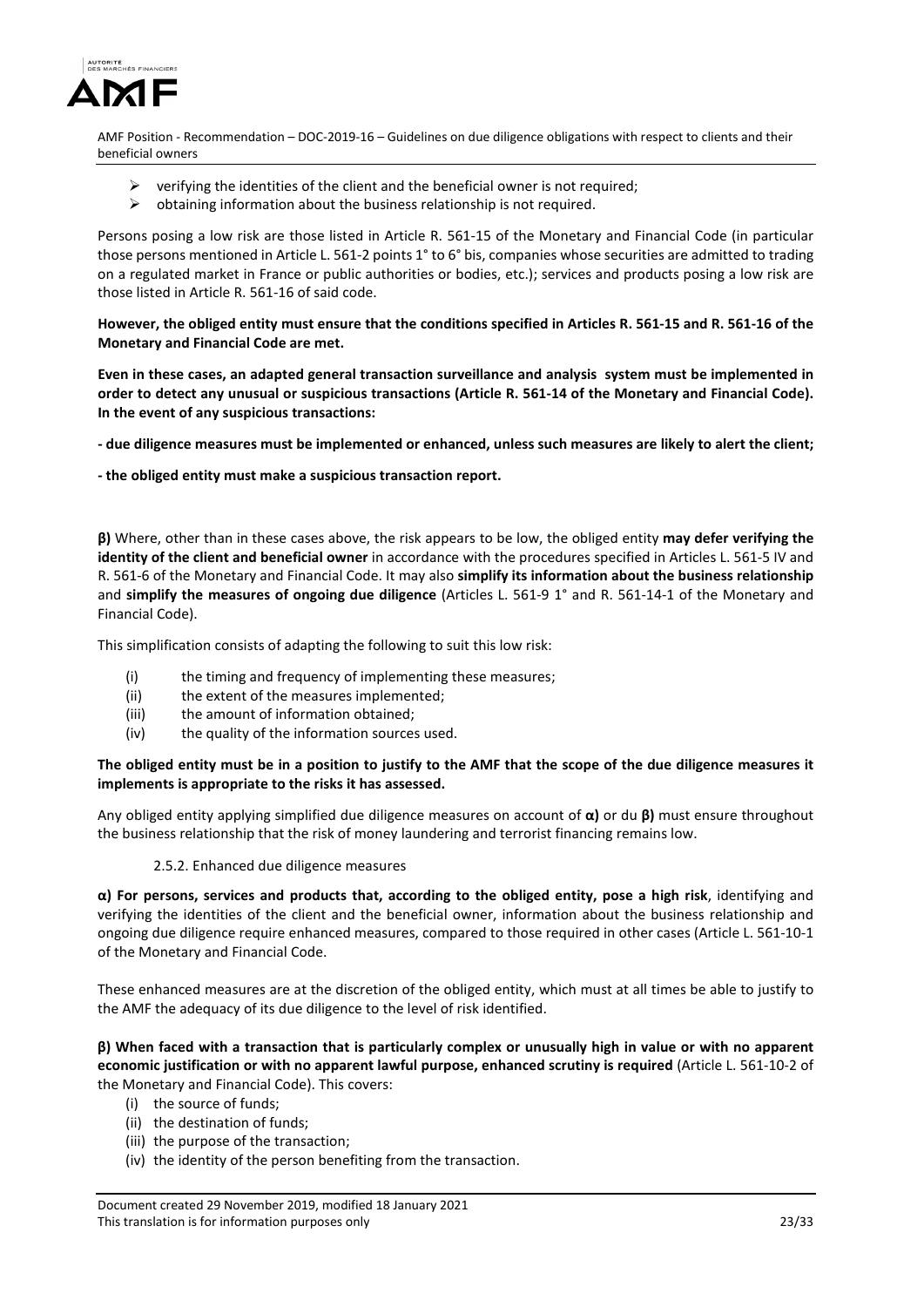- verifying the identities of the client and the beneficial owner is not required;
- obtaining information about the business relationship is not required.

Persons posing a low risk are those listed in Article R. 561-15 of the Monetary and Financial Code (in particular those persons mentioned in Article L. 561-2 points 1° to 6° bis, companies whose securities are admitted to trading on a regulated market in France or public authorities or bodies, etc.); services and products posing a low risk are those listed in Article R. 561-16 of said code.

**However, the obliged entity must ensure that the conditions specified in Articles R. 561-15 and R. 561-16 of the Monetary and Financial Code are met.**

**Even in these cases, an adapted general transaction surveillance and analysis system must be implemented in order to detect any unusual or suspicious transactions (Article R. 561-14 of the Monetary and Financial Code). In the event of any suspicious transactions:**

**- due diligence measures must be implemented or enhanced, unless such measures are likely to alert the client;**

**- the obliged entity must make a suspicious transaction report.**

**β)** Where, other than in these cases above, the risk appears to be low, the obliged entity **may defer verifying the identity of the client and beneficial owner** in accordance with the procedures specified in Articles L. 561-5 IV and R. 561-6 of the Monetary and Financial Code. It may also **simplify its information about the business relationship** and **simplify the measures of ongoing due diligence** (Articles L. 561-9 1° and R. 561-14-1 of the Monetary and Financial Code).

This simplification consists of adapting the following to suit this low risk:

(i) the timing and frequency of implementing these measures;
(ii) the extent of the measures implemented;
(iii) the amount of information obtained;
(iv) the quality of the information sources used.

**The obliged entity must be in a position to justify to the AMF that the scope of the due diligence measures it implements is appropriate to the risks it has assessed.**

Any obliged entity applying simplified due diligence measures on account of **α)** or du **β)** must ensure throughout the business relationship that the risk of money laundering and terrorist financing remains low.

#### 2.5.2. Enhanced due diligence measures

**α) For persons, services and products that, according to the obliged entity, pose a high risk**, identifying and verifying the identities of the client and the beneficial owner, information about the business relationship and ongoing due diligence require enhanced measures, compared to those required in other cases (Article L. 561-10-1 of the Monetary and Financial Code.

These enhanced measures are at the discretion of the obliged entity, which must at all times be able to justify to the AMF the adequacy of its due diligence to the level of risk identified.

**β) When faced with a transaction that is particularly complex or unusually high in value or with no apparent economic justification or with no apparent lawful purpose, enhanced scrutiny is required** (Article L. 561-10-2 of the Monetary and Financial Code). This covers:

(i) the source of funds;
(ii) the destination of funds;
(iii) the purpose of the transaction;
(iv) the identity of the person benefiting from the transaction.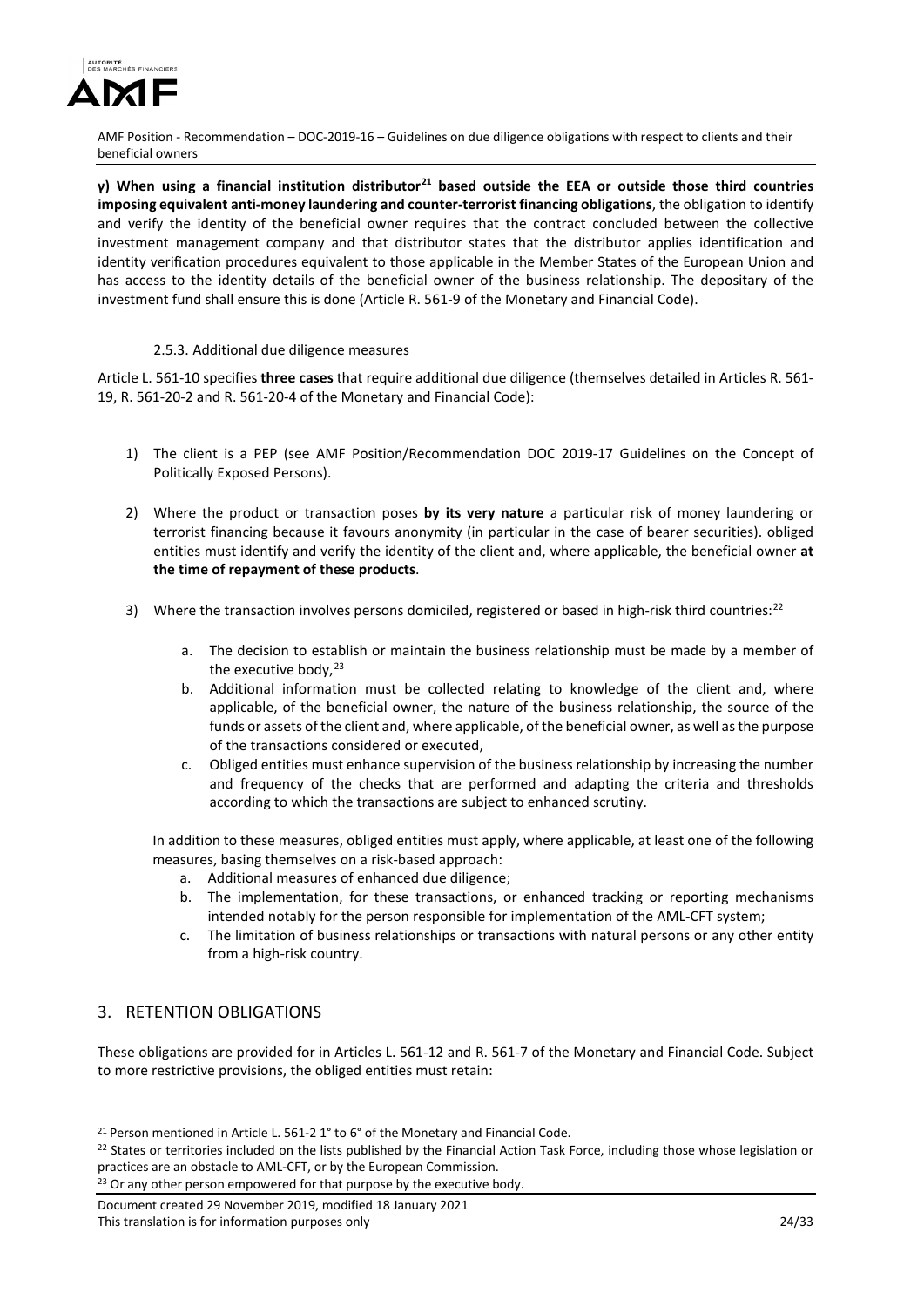**γ) When using a financial institution distributor[21] based outside the EEA or outside those third countries imposing equivalent anti-money laundering and counter-terrorist financing obligations**, the obligation to identify and verify the identity of the beneficial owner requires that the contract concluded between the collective investment management company and that distributor states that the distributor applies identification and identity verification procedures equivalent to those applicable in the Member States of the European Union and has access to the identity details of the beneficial owner of the business relationship. The depositary of the investment fund shall ensure this is done (Article R. 561-9 of the Monetary and Financial Code).

#### 2.5.3. Additional due diligence measures

Article L. 561-10 specifies **three cases** that require additional due diligence (themselves detailed in Articles R. 561-19, R. 561-20-2 and R. 561-20-4 of the Monetary and Financial Code):

1) The client is a PEP (see AMF Position/Recommendation DOC 2019-17 Guidelines on the Concept of Politically Exposed Persons).

2) Where the product or transaction poses **by its very nature** a particular risk of money laundering or terrorist financing because it favours anonymity (in particular in the case of bearer securities). obliged entities must identify and verify the identity of the client and, where applicable, the beneficial owner **at the time of repayment of these products**.

3) Where the transaction involves persons domiciled, registered or based in high-risk third countries:[22]

    a. The decision to establish or maintain the business relationship must be made by a member of the executive body,[23]
    b. Additional information must be collected relating to knowledge of the client and, where applicable, of the beneficial owner, the nature of the business relationship, the source of the funds or assets of the client and, where applicable, of the beneficial owner, as well as the purpose of the transactions considered or executed,
    c. Obliged entities must enhance supervision of the business relationship by increasing the number and frequency of the checks that are performed and adapting the criteria and thresholds according to which the transactions are subject to enhanced scrutiny.

    In addition to these measures, obliged entities must apply, where applicable, at least one of the following measures, basing themselves on a risk-based approach:

    a. Additional measures of enhanced due diligence;
    b. The implementation, for these transactions, or enhanced tracking or reporting mechanisms intended notably for the person responsible for implementation of the AML-CFT system;
    c. The limitation of business relationships or transactions with natural persons or any other entity from a high-risk country.

## 3. RETENTION OBLIGATIONS

These obligations are provided for in Articles L. 561-12 and R. 561-7 of the Monetary and Financial Code. Subject to more restrictive provisions, the obliged entities must retain:

---

[21] Person mentioned in Article L. 561-2 1° to 6° of the Monetary and Financial Code.

[22] States or territories included on the lists published by the Financial Action Task Force, including those whose legislation or practices are an obstacle to AML-CFT, or by the European Commission.

[23] Or any other person empowered for that purpose by the executive body.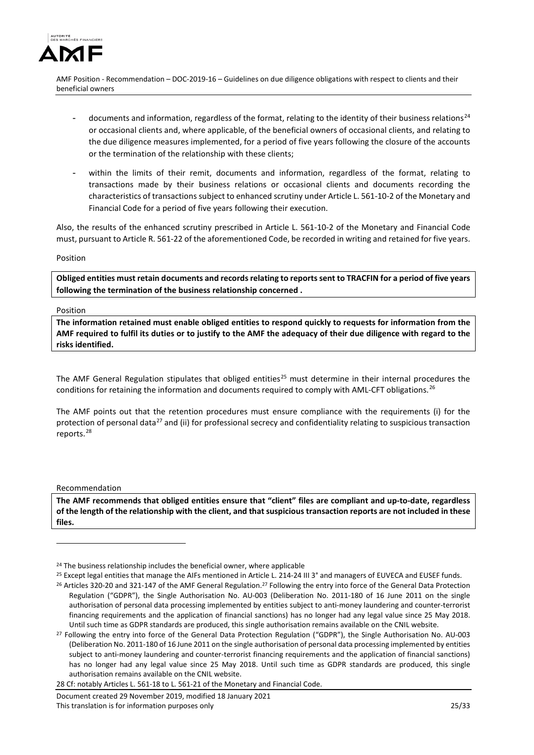- documents and information, regardless of the format, relating to the identity of their business relations[24] or occasional clients and, where applicable, of the beneficial owners of occasional clients, and relating to the due diligence measures implemented, for a period of five years following the closure of the accounts or the termination of the relationship with these clients;

- within the limits of their remit, documents and information, regardless of the format, relating to transactions made by their business relations or occasional clients and documents recording the characteristics of transactions subject to enhanced scrutiny under Article L. 561-10-2 of the Monetary and Financial Code for a period of five years following their execution.

Also, the results of the enhanced scrutiny prescribed in Article L. 561-10-2 of the Monetary and Financial Code must, pursuant to Article R. 561-22 of the aforementioned Code, be recorded in writing and retained for five years.

Position

**Obliged entities must retain documents and records relating to reports sent to TRACFIN for a period of five years following the termination of the business relationship concerned .**

Position

**The information retained must enable obliged entities to respond quickly to requests for information from the AMF required to fulfil its duties or to justify to the AMF the adequacy of their due diligence with regard to the risks identified.**

The AMF General Regulation stipulates that obliged entities[25] must determine in their internal procedures the conditions for retaining the information and documents required to comply with AML-CFT obligations.[26]

The AMF points out that the retention procedures must ensure compliance with the requirements (i) for the protection of personal data[27] and (ii) for professional secrecy and confidentiality relating to suspicious transaction reports.[28]

Recommendation

**The AMF recommends that obliged entities ensure that "client" files are compliant and up-to-date, regardless of the length of the relationship with the client, and that suspicious transaction reports are not included in these files.**

---

[24] The business relationship includes the beneficial owner, where applicable

[25] Except legal entities that manage the AIFs mentioned in Article L. 214-24 III 3° and managers of EUVECA and EUSEF funds.

[26] Articles 320-20 and 321-147 of the AMF General Regulation.[27] Following the entry into force of the General Data Protection Regulation ("GDPR"), the Single Authorisation No. AU-003 (Deliberation No. 2011-180 of 16 June 2011 on the single authorisation of personal data processing implemented by entities subject to anti-money laundering and counter-terrorist financing requirements and the application of financial sanctions) has no longer had any legal value since 25 May 2018. Until such time as GDPR standards are produced, this single authorisation remains available on the CNIL website.

[27] Following the entry into force of the General Data Protection Regulation ("GDPR"), the Single Authorisation No. AU-003 (Deliberation No. 2011-180 of 16 June 2011 on the single authorisation of personal data processing implemented by entities subject to anti-money laundering and counter-terrorist financing requirements and the application of financial sanctions) has no longer had any legal value since 25 May 2018. Until such time as GDPR standards are produced, this single authorisation remains available on the CNIL website.

28 Cf: notably Articles L. 561-18 to L. 561-21 of the Monetary and Financial Code.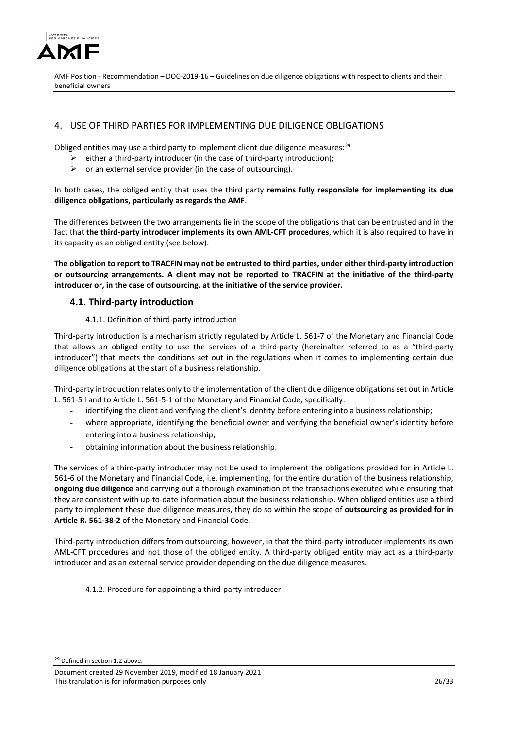## 4. USE OF THIRD PARTIES FOR IMPLEMENTING DUE DILIGENCE OBLIGATIONS

Obliged entities may use a third party to implement client due diligence measures:[29]

- either a third-party introducer (in the case of third-party introduction);
- or an external service provider (in the case of outsourcing).

In both cases, the obliged entity that uses the third party **remains fully responsible for implementing its due diligence obligations, particularly as regards the AMF**.

The differences between the two arrangements lie in the scope of the obligations that can be entrusted and in the fact that **the third-party introducer implements its own AML-CFT procedures**, which it is also required to have in its capacity as an obliged entity (see below).

**The obligation to report to TRACFIN may not be entrusted to third parties, under either third-party introduction or outsourcing arrangements. A client may not be reported to TRACFIN at the initiative of the third-party introducer or, in the case of outsourcing, at the initiative of the service provider.**

### 4.1. Third-party introduction

#### 4.1.1. Definition of third-party introduction

Third-party introduction is a mechanism strictly regulated by Article L. 561-7 of the Monetary and Financial Code that allows an obliged entity to use the services of a third-party (hereinafter referred to as a "third-party introducer") that meets the conditions set out in the regulations when it comes to implementing certain due diligence obligations at the start of a business relationship.

Third-party introduction relates only to the implementation of the client due diligence obligations set out in Article L. 561-5 I and to Article L. 561-5-1 of the Monetary and Financial Code, specifically:

- identifying the client and verifying the client's identity before entering into a business relationship;
- where appropriate, identifying the beneficial owner and verifying the beneficial owner's identity before entering into a business relationship;
- obtaining information about the business relationship.

The services of a third-party introducer may not be used to implement the obligations provided for in Article L. 561-6 of the Monetary and Financial Code, i.e. implementing, for the entire duration of the business relationship, **ongoing due diligence** and carrying out a thorough examination of the transactions executed while ensuring that they are consistent with up-to-date information about the business relationship. When obliged entities use a third party to implement these due diligence measures, they do so within the scope of **outsourcing as provided for in Article R. 561-38-2** of the Monetary and Financial Code.

Third-party introduction differs from outsourcing, however, in that the third-party introducer implements its own AML-CFT procedures and not those of the obliged entity. A third-party obliged entity may act as a third-party introducer and as an external service provider depending on the due diligence measures.

#### 4.1.2. Procedure for appointing a third-party introducer

[29] Defined in section 1.2 above.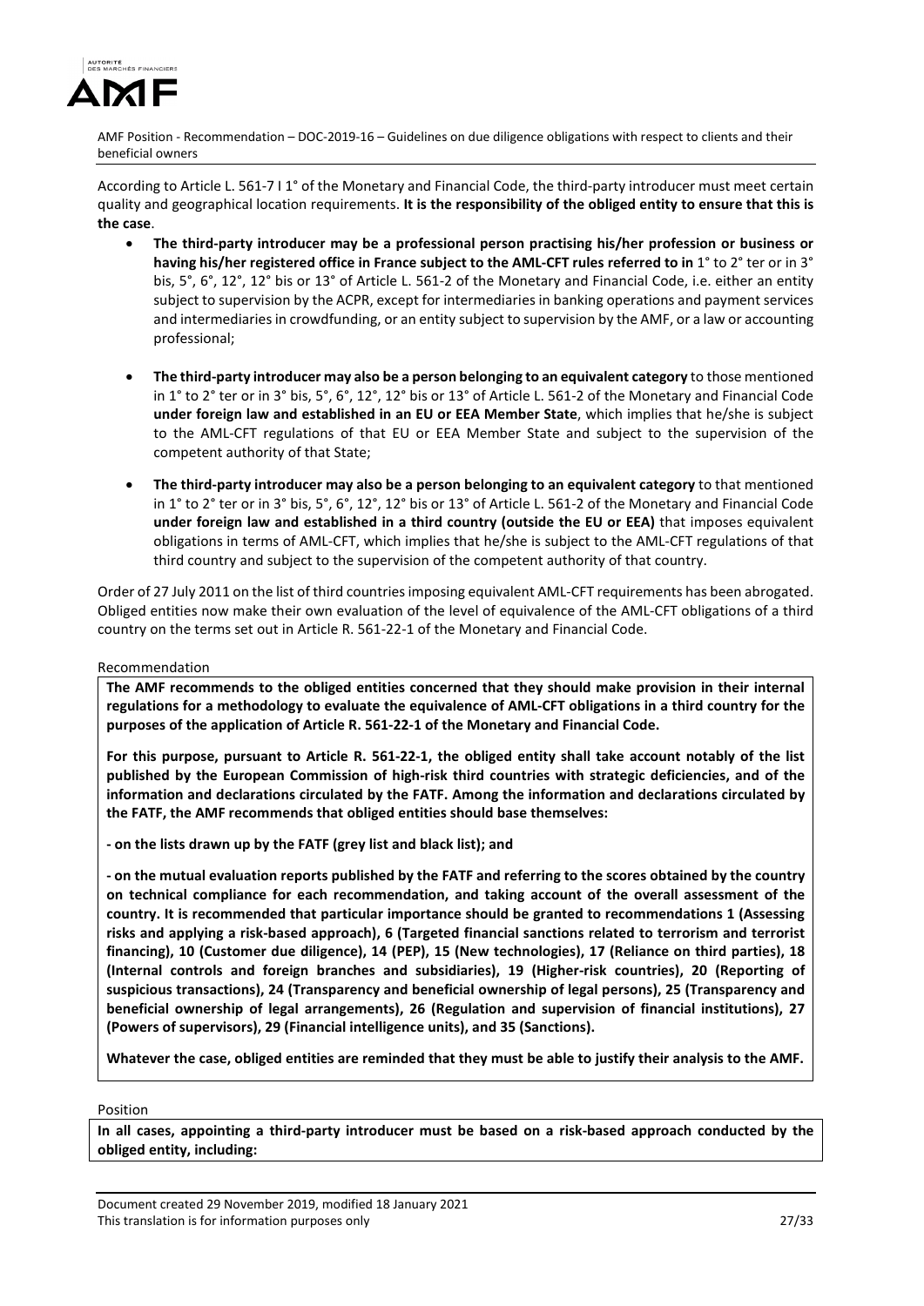According to Article L. 561-7 I 1° of the Monetary and Financial Code, the third-party introducer must meet certain quality and geographical location requirements. **It is the responsibility of the obliged entity to ensure that this is the case**.

- **The third-party introducer may be a professional person practising his/her profession or business or having his/her registered office in France subject to the AML-CFT rules referred to in** 1° to 2° ter or in 3° bis, 5°, 6°, 12°, 12° bis or 13° of Article L. 561-2 of the Monetary and Financial Code, i.e. either an entity subject to supervision by the ACPR, except for intermediaries in banking operations and payment services and intermediaries in crowdfunding, or an entity subject to supervision by the AMF, or a law or accounting professional;
- **The third-party introducer may also be a person belonging to an equivalent category** to those mentioned in 1° to 2° ter or in 3° bis, 5°, 6°, 12°, 12° bis or 13° of Article L. 561-2 of the Monetary and Financial Code **under foreign law and established in an EU or EEA Member State**, which implies that he/she is subject to the AML-CFT regulations of that EU or EEA Member State and subject to the supervision of the competent authority of that State;
- **The third-party introducer may also be a person belonging to an equivalent category** to that mentioned in 1° to 2° ter or in 3° bis, 5°, 6°, 12°, 12° bis or 13° of Article L. 561-2 of the Monetary and Financial Code **under foreign law and established in a third country (outside the EU or EEA)** that imposes equivalent obligations in terms of AML-CFT, which implies that he/she is subject to the AML-CFT regulations of that third country and subject to the supervision of the competent authority of that country.

Order of 27 July 2011 on the list of third countries imposing equivalent AML-CFT requirements has been abrogated. Obliged entities now make their own evaluation of the level of equivalence of the AML-CFT obligations of a third country on the terms set out in Article R. 561-22-1 of the Monetary and Financial Code.

Recommendation

**The AMF recommends to the obliged entities concerned that they should make provision in their internal regulations for a methodology to evaluate the equivalence of AML-CFT obligations in a third country for the purposes of the application of Article R. 561-22-1 of the Monetary and Financial Code.**

**For this purpose, pursuant to Article R. 561-22-1, the obliged entity shall take account notably of the list published by the European Commission of high-risk third countries with strategic deficiencies, and of the information and declarations circulated by the FATF. Among the information and declarations circulated by the FATF, the AMF recommends that obliged entities should base themselves:**

**- on the lists drawn up by the FATF (grey list and black list); and**

**- on the mutual evaluation reports published by the FATF and referring to the scores obtained by the country on technical compliance for each recommendation, and taking account of the overall assessment of the country. It is recommended that particular importance should be granted to recommendations 1 (Assessing risks and applying a risk-based approach), 6 (Targeted financial sanctions related to terrorism and terrorist financing), 10 (Customer due diligence), 14 (PEP), 15 (New technologies), 17 (Reliance on third parties), 18 (Internal controls and foreign branches and subsidiaries), 19 (Higher-risk countries), 20 (Reporting of suspicious transactions), 24 (Transparency and beneficial ownership of legal persons), 25 (Transparency and beneficial ownership of legal arrangements), 26 (Regulation and supervision of financial institutions), 27 (Powers of supervisors), 29 (Financial intelligence units), and 35 (Sanctions).**

**Whatever the case, obliged entities are reminded that they must be able to justify their analysis to the AMF.**

Position

**In all cases, appointing a third-party introducer must be based on a risk-based approach conducted by the obliged entity, including:**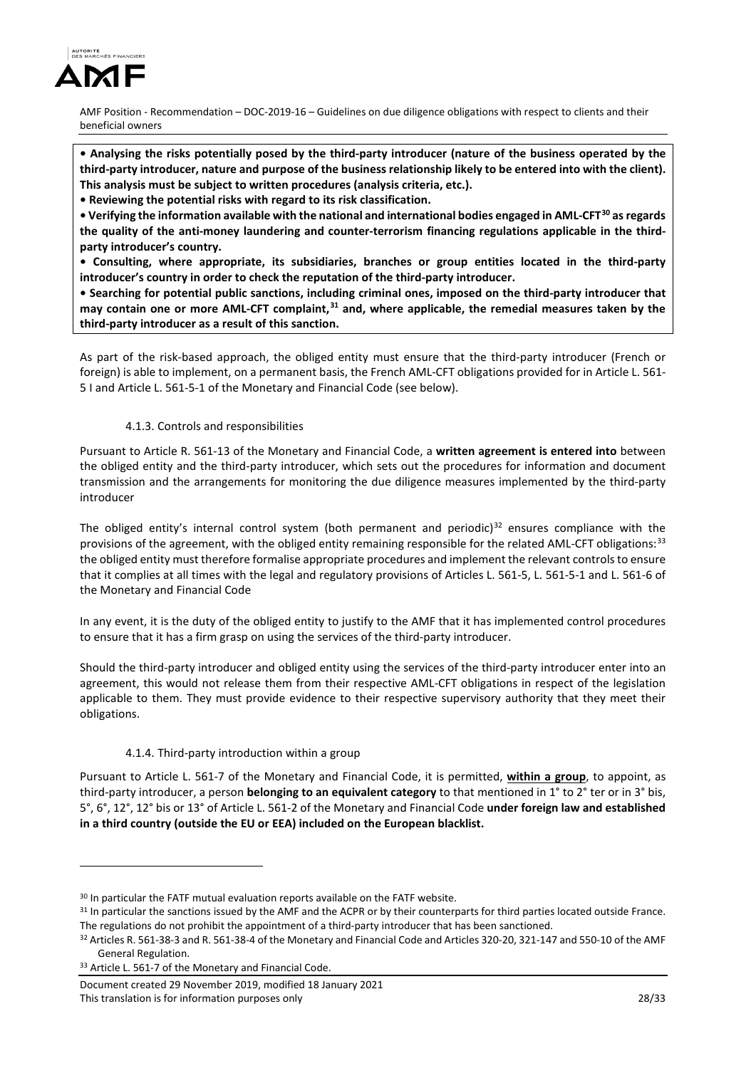**• Analysing the risks potentially posed by the third-party introducer (nature of the business operated by the third-party introducer, nature and purpose of the business relationship likely to be entered into with the client). This analysis must be subject to written procedures (analysis criteria, etc.).**

**• Reviewing the potential risks with regard to its risk classification.**

**• Verifying the information available with the national and international bodies engaged in AML-CFT[30] as regards the quality of the anti-money laundering and counter-terrorism financing regulations applicable in the third-party introducer's country.**

**• Consulting, where appropriate, its subsidiaries, branches or group entities located in the third-party introducer's country in order to check the reputation of the third-party introducer.**

**• Searching for potential public sanctions, including criminal ones, imposed on the third-party introducer that may contain one or more AML-CFT complaint,[31] and, where applicable, the remedial measures taken by the third-party introducer as a result of this sanction.**

As part of the risk-based approach, the obliged entity must ensure that the third-party introducer (French or foreign) is able to implement, on a permanent basis, the French AML-CFT obligations provided for in Article L. 561-5 I and Article L. 561-5-1 of the Monetary and Financial Code (see below).

#### 4.1.3. Controls and responsibilities

Pursuant to Article R. 561-13 of the Monetary and Financial Code, a **written agreement is entered into** between the obliged entity and the third-party introducer, which sets out the procedures for information and document transmission and the arrangements for monitoring the due diligence measures implemented by the third-party introducer

The obliged entity's internal control system (both permanent and periodic)[32] ensures compliance with the provisions of the agreement, with the obliged entity remaining responsible for the related AML-CFT obligations:[33] the obliged entity must therefore formalise appropriate procedures and implement the relevant controls to ensure that it complies at all times with the legal and regulatory provisions of Articles L. 561-5, L. 561-5-1 and L. 561-6 of the Monetary and Financial Code

In any event, it is the duty of the obliged entity to justify to the AMF that it has implemented control procedures to ensure that it has a firm grasp on using the services of the third-party introducer.

Should the third-party introducer and obliged entity using the services of the third-party introducer enter into an agreement, this would not release them from their respective AML-CFT obligations in respect of the legislation applicable to them. They must provide evidence to their respective supervisory authority that they meet their obligations.

#### 4.1.4. Third-party introduction within a group

Pursuant to Article L. 561-7 of the Monetary and Financial Code, it is permitted, **within a group**, to appoint, as third-party introducer, a person **belonging to an equivalent category** to that mentioned in 1° to 2° ter or in 3° bis, 5°, 6°, 12°, 12° bis or 13° of Article L. 561-2 of the Monetary and Financial Code **under foreign law and established in a third country (outside the EU or EEA) included on the European blacklist.**

---

[30] In particular the FATF mutual evaluation reports available on the FATF website.

[31] In particular the sanctions issued by the AMF and the ACPR or by their counterparts for third parties located outside France. The regulations do not prohibit the appointment of a third-party introducer that has been sanctioned.

[32] Articles R. 561-38-3 and R. 561-38-4 of the Monetary and Financial Code and Articles 320-20, 321-147 and 550-10 of the AMF General Regulation.

[33] Article L. 561-7 of the Monetary and Financial Code.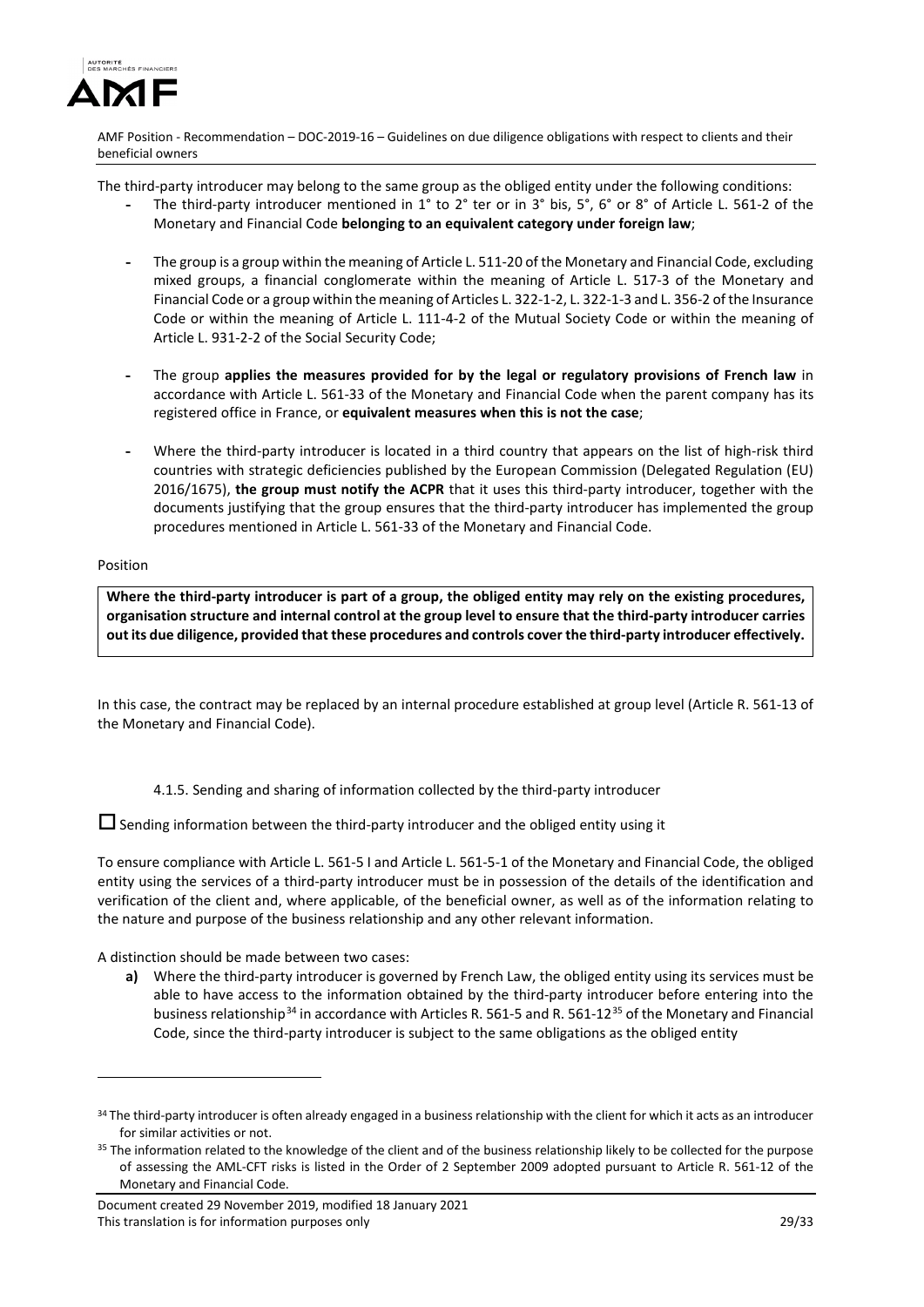The third-party introducer may belong to the same group as the obliged entity under the following conditions:

- The third-party introducer mentioned in 1° to 2° ter or in 3° bis, 5°, 6° or 8° of Article L. 561-2 of the Monetary and Financial Code **belonging to an equivalent category under foreign law**;

- The group is a group within the meaning of Article L. 511-20 of the Monetary and Financial Code, excluding mixed groups, a financial conglomerate within the meaning of Article L. 517-3 of the Monetary and Financial Code or a group within the meaning of Articles L. 322-1-2, L. 322-1-3 and L. 356-2 of the Insurance Code or within the meaning of Article L. 111-4-2 of the Mutual Society Code or within the meaning of Article L. 931-2-2 of the Social Security Code;

- The group **applies the measures provided for by the legal or regulatory provisions of French law** in accordance with Article L. 561-33 of the Monetary and Financial Code when the parent company has its registered office in France, or **equivalent measures when this is not the case**;

- Where the third-party introducer is located in a third country that appears on the list of high-risk third countries with strategic deficiencies published by the European Commission (Delegated Regulation (EU) 2016/1675), **the group must notify the ACPR** that it uses this third-party introducer, together with the documents justifying that the group ensures that the third-party introducer has implemented the group procedures mentioned in Article L. 561-33 of the Monetary and Financial Code.

Position

**Where the third-party introducer is part of a group, the obliged entity may rely on the existing procedures, organisation structure and internal control at the group level to ensure that the third-party introducer carries out its due diligence, provided that these procedures and controls cover the third-party introducer effectively.**

In this case, the contract may be replaced by an internal procedure established at group level (Article R. 561-13 of the Monetary and Financial Code).

#### 4.1.5. Sending and sharing of information collected by the third-party introducer

☐ Sending information between the third-party introducer and the obliged entity using it

To ensure compliance with Article L. 561-5 I and Article L. 561-5-1 of the Monetary and Financial Code, the obliged entity using the services of a third-party introducer must be in possession of the details of the identification and verification of the client and, where applicable, of the beneficial owner, as well as of the information relating to the nature and purpose of the business relationship and any other relevant information.

A distinction should be made between two cases:

**a)** Where the third-party introducer is governed by French Law, the obliged entity using its services must be able to have access to the information obtained by the third-party introducer before entering into the business relationship[34] in accordance with Articles R. 561-5 and R. 561-12[35] of the Monetary and Financial Code, since the third-party introducer is subject to the same obligations as the obliged entity

---

[34] The third-party introducer is often already engaged in a business relationship with the client for which it acts as an introducer for similar activities or not.

[35] The information related to the knowledge of the client and of the business relationship likely to be collected for the purpose of assessing the AML-CFT risks is listed in the Order of 2 September 2009 adopted pursuant to Article R. 561-12 of the Monetary and Financial Code.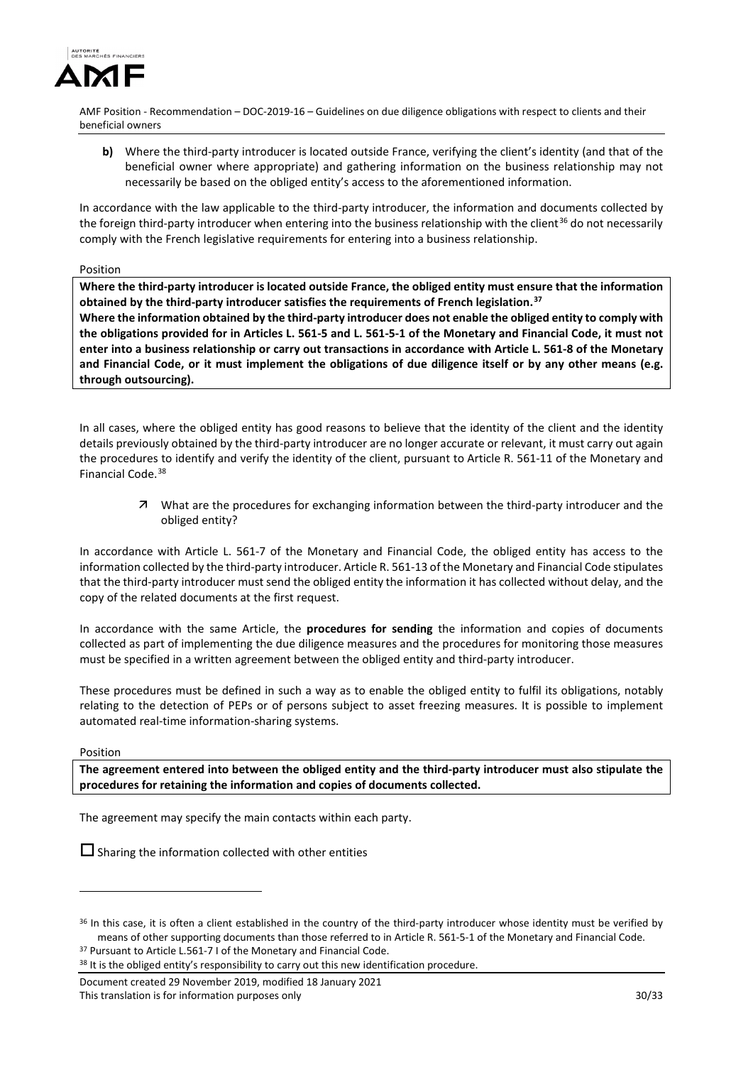**b)** Where the third-party introducer is located outside France, verifying the client's identity (and that of the beneficial owner where appropriate) and gathering information on the business relationship may not necessarily be based on the obliged entity's access to the aforementioned information.

In accordance with the law applicable to the third-party introducer, the information and documents collected by the foreign third-party introducer when entering into the business relationship with the client[36] do not necessarily comply with the French legislative requirements for entering into a business relationship.

Position

**Where the third-party introducer is located outside France, the obliged entity must ensure that the information obtained by the third-party introducer satisfies the requirements of French legislation.[37]**
**Where the information obtained by the third-party introducer does not enable the obliged entity to comply with the obligations provided for in Articles L. 561-5 and L. 561-5-1 of the Monetary and Financial Code, it must not enter into a business relationship or carry out transactions in accordance with Article L. 561-8 of the Monetary and Financial Code, or it must implement the obligations of due diligence itself or by any other means (e.g. through outsourcing).**

In all cases, where the obliged entity has good reasons to believe that the identity of the client and the identity details previously obtained by the third-party introducer are no longer accurate or relevant, it must carry out again the procedures to identify and verify the identity of the client, pursuant to Article R. 561-11 of the Monetary and Financial Code.[38]

↗ What are the procedures for exchanging information between the third-party introducer and the obliged entity?

In accordance with Article L. 561-7 of the Monetary and Financial Code, the obliged entity has access to the information collected by the third-party introducer. Article R. 561-13 of the Monetary and Financial Code stipulates that the third-party introducer must send the obliged entity the information it has collected without delay, and the copy of the related documents at the first request.

In accordance with the same Article, the **procedures for sending** the information and copies of documents collected as part of implementing the due diligence measures and the procedures for monitoring those measures must be specified in a written agreement between the obliged entity and third-party introducer.

These procedures must be defined in such a way as to enable the obliged entity to fulfil its obligations, notably relating to the detection of PEPs or of persons subject to asset freezing measures. It is possible to implement automated real-time information-sharing systems.

Position

**The agreement entered into between the obliged entity and the third-party introducer must also stipulate the procedures for retaining the information and copies of documents collected.**

The agreement may specify the main contacts within each party.

☐ Sharing the information collected with other entities

---

[36] In this case, it is often a client established in the country of the third-party introducer whose identity must be verified by means of other supporting documents than those referred to in Article R. 561-5-1 of the Monetary and Financial Code.

[37] Pursuant to Article L.561-7 I of the Monetary and Financial Code.

[38] It is the obliged entity's responsibility to carry out this new identification procedure.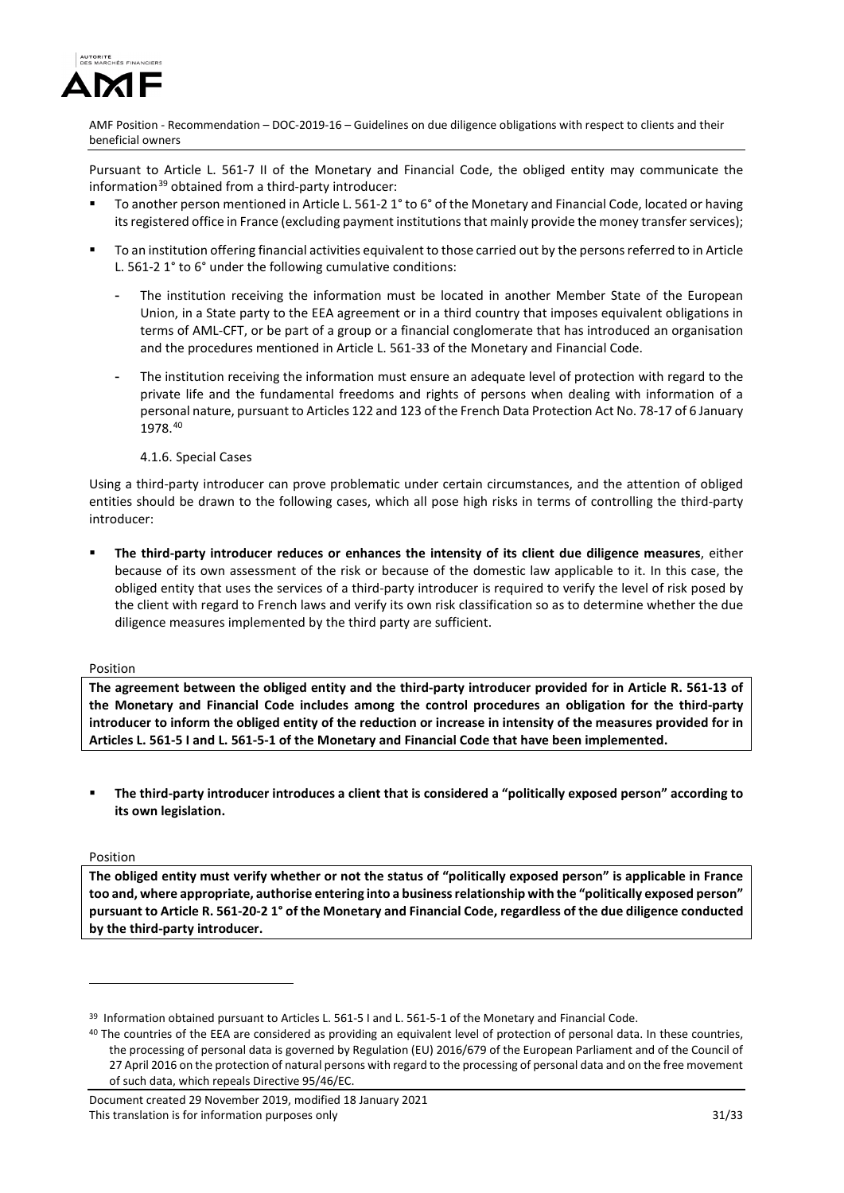Pursuant to Article L. 561-7 II of the Monetary and Financial Code, the obliged entity may communicate the information[39] obtained from a third-party introducer:

- To another person mentioned in Article L. 561-2 1° to 6° of the Monetary and Financial Code, located or having its registered office in France (excluding payment institutions that mainly provide the money transfer services);
- To an institution offering financial activities equivalent to those carried out by the persons referred to in Article L. 561-2 1° to 6° under the following cumulative conditions:
  - The institution receiving the information must be located in another Member State of the European Union, in a State party to the EEA agreement or in a third country that imposes equivalent obligations in terms of AML-CFT, or be part of a group or a financial conglomerate that has introduced an organisation and the procedures mentioned in Article L. 561-33 of the Monetary and Financial Code.
  - The institution receiving the information must ensure an adequate level of protection with regard to the private life and the fundamental freedoms and rights of persons when dealing with information of a personal nature, pursuant to Articles 122 and 123 of the French Data Protection Act No. 78-17 of 6 January 1978.[40]

#### 4.1.6. Special Cases

Using a third-party introducer can prove problematic under certain circumstances, and the attention of obliged entities should be drawn to the following cases, which all pose high risks in terms of controlling the third-party introducer:

- **The third-party introducer reduces or enhances the intensity of its client due diligence measures**, either because of its own assessment of the risk or because of the domestic law applicable to it. In this case, the obliged entity that uses the services of a third-party introducer is required to verify the level of risk posed by the client with regard to French laws and verify its own risk classification so as to determine whether the due diligence measures implemented by the third party are sufficient.

Position

**The agreement between the obliged entity and the third-party introducer provided for in Article R. 561-13 of the Monetary and Financial Code includes among the control procedures an obligation for the third-party introducer to inform the obliged entity of the reduction or increase in intensity of the measures provided for in Articles L. 561-5 I and L. 561-5-1 of the Monetary and Financial Code that have been implemented.**

- **The third-party introducer introduces a client that is considered a "politically exposed person" according to its own legislation.**

Position

**The obliged entity must verify whether or not the status of "politically exposed person" is applicable in France too and, where appropriate, authorise entering into a business relationship with the "politically exposed person" pursuant to Article R. 561-20-2 1° of the Monetary and Financial Code, regardless of the due diligence conducted by the third-party introducer.**

---

[39] Information obtained pursuant to Articles L. 561-5 I and L. 561-5-1 of the Monetary and Financial Code.

[40] The countries of the EEA are considered as providing an equivalent level of protection of personal data. In these countries, the processing of personal data is governed by Regulation (EU) 2016/679 of the European Parliament and of the Council of 27 April 2016 on the protection of natural persons with regard to the processing of personal data and on the free movement of such data, which repeals Directive 95/46/EC.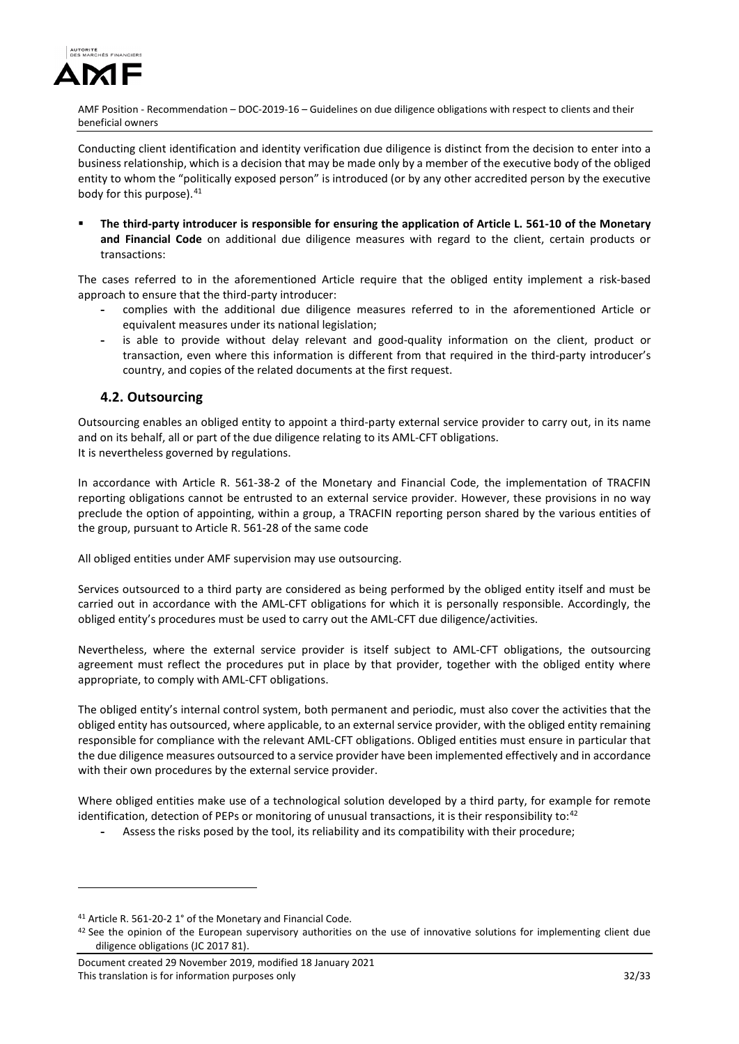Conducting client identification and identity verification due diligence is distinct from the decision to enter into a business relationship, which is a decision that may be made only by a member of the executive body of the obliged entity to whom the "politically exposed person" is introduced (or by any other accredited person by the executive body for this purpose).[41]

- **The third-party introducer is responsible for ensuring the application of Article L. 561-10 of the Monetary and Financial Code** on additional due diligence measures with regard to the client, certain products or transactions:

The cases referred to in the aforementioned Article require that the obliged entity implement a risk-based approach to ensure that the third-party introducer:

- complies with the additional due diligence measures referred to in the aforementioned Article or equivalent measures under its national legislation;
- is able to provide without delay relevant and good-quality information on the client, product or transaction, even where this information is different from that required in the third-party introducer's country, and copies of the related documents at the first request.

## 4.2. Outsourcing

Outsourcing enables an obliged entity to appoint a third-party external service provider to carry out, in its name and on its behalf, all or part of the due diligence relating to its AML-CFT obligations.
It is nevertheless governed by regulations.

In accordance with Article R. 561-38-2 of the Monetary and Financial Code, the implementation of TRACFIN reporting obligations cannot be entrusted to an external service provider. However, these provisions in no way preclude the option of appointing, within a group, a TRACFIN reporting person shared by the various entities of the group, pursuant to Article R. 561-28 of the same code

All obliged entities under AMF supervision may use outsourcing.

Services outsourced to a third party are considered as being performed by the obliged entity itself and must be carried out in accordance with the AML-CFT obligations for which it is personally responsible. Accordingly, the obliged entity's procedures must be used to carry out the AML-CFT due diligence/activities.

Nevertheless, where the external service provider is itself subject to AML-CFT obligations, the outsourcing agreement must reflect the procedures put in place by that provider, together with the obliged entity where appropriate, to comply with AML-CFT obligations.

The obliged entity's internal control system, both permanent and periodic, must also cover the activities that the obliged entity has outsourced, where applicable, to an external service provider, with the obliged entity remaining responsible for compliance with the relevant AML-CFT obligations. Obliged entities must ensure in particular that the due diligence measures outsourced to a service provider have been implemented effectively and in accordance with their own procedures by the external service provider.

Where obliged entities make use of a technological solution developed by a third party, for example for remote identification, detection of PEPs or monitoring of unusual transactions, it is their responsibility to:[42]

- Assess the risks posed by the tool, its reliability and its compatibility with their procedure;

[41] Article R. 561-20-2 1° of the Monetary and Financial Code.

[42] See the opinion of the European supervisory authorities on the use of innovative solutions for implementing client due diligence obligations (JC 2017 81).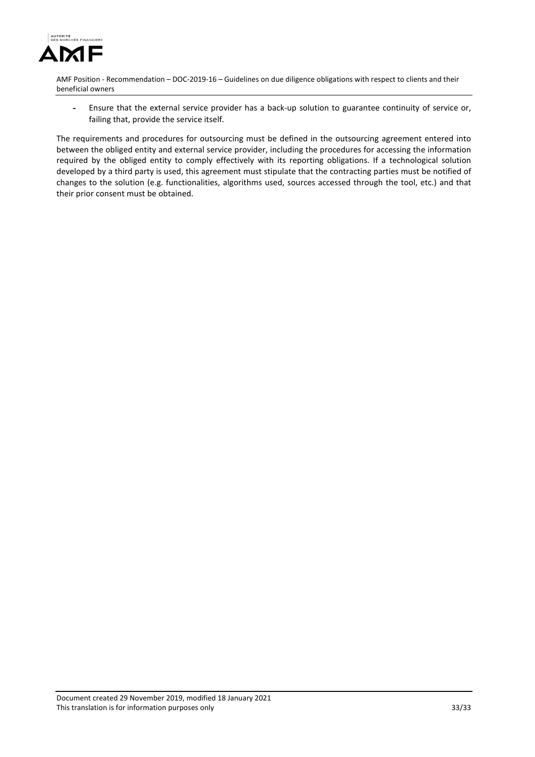- Ensure that the external service provider has a back-up solution to guarantee continuity of service or, failing that, provide the service itself.

The requirements and procedures for outsourcing must be defined in the outsourcing agreement entered into between the obliged entity and external service provider, including the procedures for accessing the information required by the obliged entity to comply effectively with its reporting obligations. If a technological solution developed by a third party is used, this agreement must stipulate that the contracting parties must be notified of changes to the solution (e.g. functionalities, algorithms used, sources accessed through the tool, etc.) and that their prior consent must be obtained.